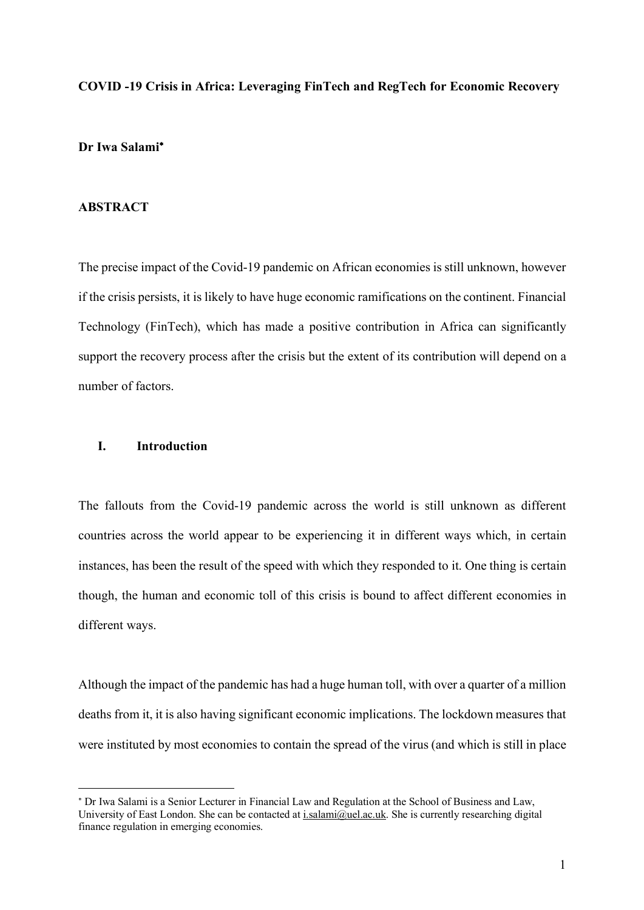**COVID -19 Crisis in Africa: Leveraging FinTech and RegTech for Economic Recovery**

**Dr Iwa Salami**[*]

**ABSTRACT**

The precise impact of the Covid-19 pandemic on African economies is still unknown, however if the crisis persists, it is likely to have huge economic ramifications on the continent. Financial Technology (FinTech), which has made a positive contribution in Africa can significantly support the recovery process after the crisis but the extent of its contribution will depend on a number of factors.

## I. Introduction

The fallouts from the Covid-19 pandemic across the world is still unknown as different countries across the world appear to be experiencing it in different ways which, in certain instances, has been the result of the speed with which they responded to it. One thing is certain though, the human and economic toll of this crisis is bound to affect different economies in different ways.

Although the impact of the pandemic has had a huge human toll, with over a quarter of a million deaths from it, it is also having significant economic implications. The lockdown measures that were instituted by most economies to contain the spread of the virus (and which is still in place

---

[*] Dr Iwa Salami is a Senior Lecturer in Financial Law and Regulation at the School of Business and Law, University of East London. She can be contacted at i.salami@uel.ac.uk. She is currently researching digital finance regulation in emerging economies.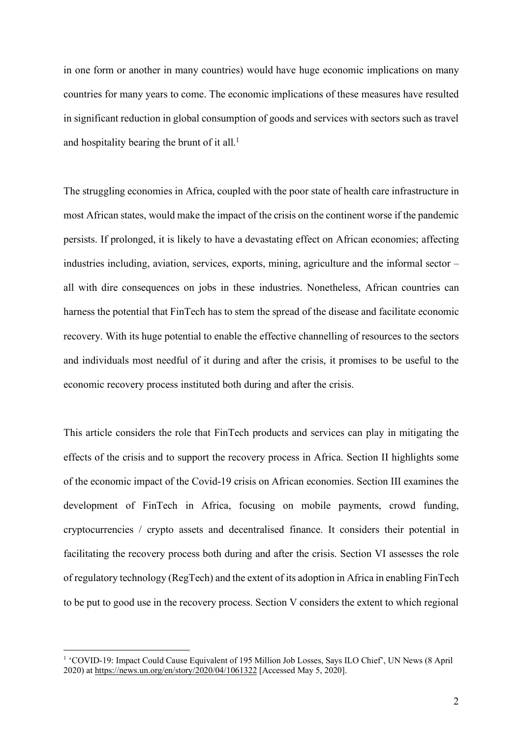in one form or another in many countries) would have huge economic implications on many countries for many years to come. The economic implications of these measures have resulted in significant reduction in global consumption of goods and services with sectors such as travel and hospitality bearing the brunt of it all.[1]

The struggling economies in Africa, coupled with the poor state of health care infrastructure in most African states, would make the impact of the crisis on the continent worse if the pandemic persists. If prolonged, it is likely to have a devastating effect on African economies; affecting industries including, aviation, services, exports, mining, agriculture and the informal sector – all with dire consequences on jobs in these industries. Nonetheless, African countries can harness the potential that FinTech has to stem the spread of the disease and facilitate economic recovery. With its huge potential to enable the effective channelling of resources to the sectors and individuals most needful of it during and after the crisis, it promises to be useful to the economic recovery process instituted both during and after the crisis.

This article considers the role that FinTech products and services can play in mitigating the effects of the crisis and to support the recovery process in Africa. Section II highlights some of the economic impact of the Covid-19 crisis on African economies. Section III examines the development of FinTech in Africa, focusing on mobile payments, crowd funding, cryptocurrencies / crypto assets and decentralised finance. It considers their potential in facilitating the recovery process both during and after the crisis. Section VI assesses the role of regulatory technology (RegTech) and the extent of its adoption in Africa in enabling FinTech to be put to good use in the recovery process. Section V considers the extent to which regional

[1] 'COVID-19: Impact Could Cause Equivalent of 195 Million Job Losses, Says ILO Chief', UN News (8 April 2020) at https://news.un.org/en/story/2020/04/1061322 [Accessed May 5, 2020].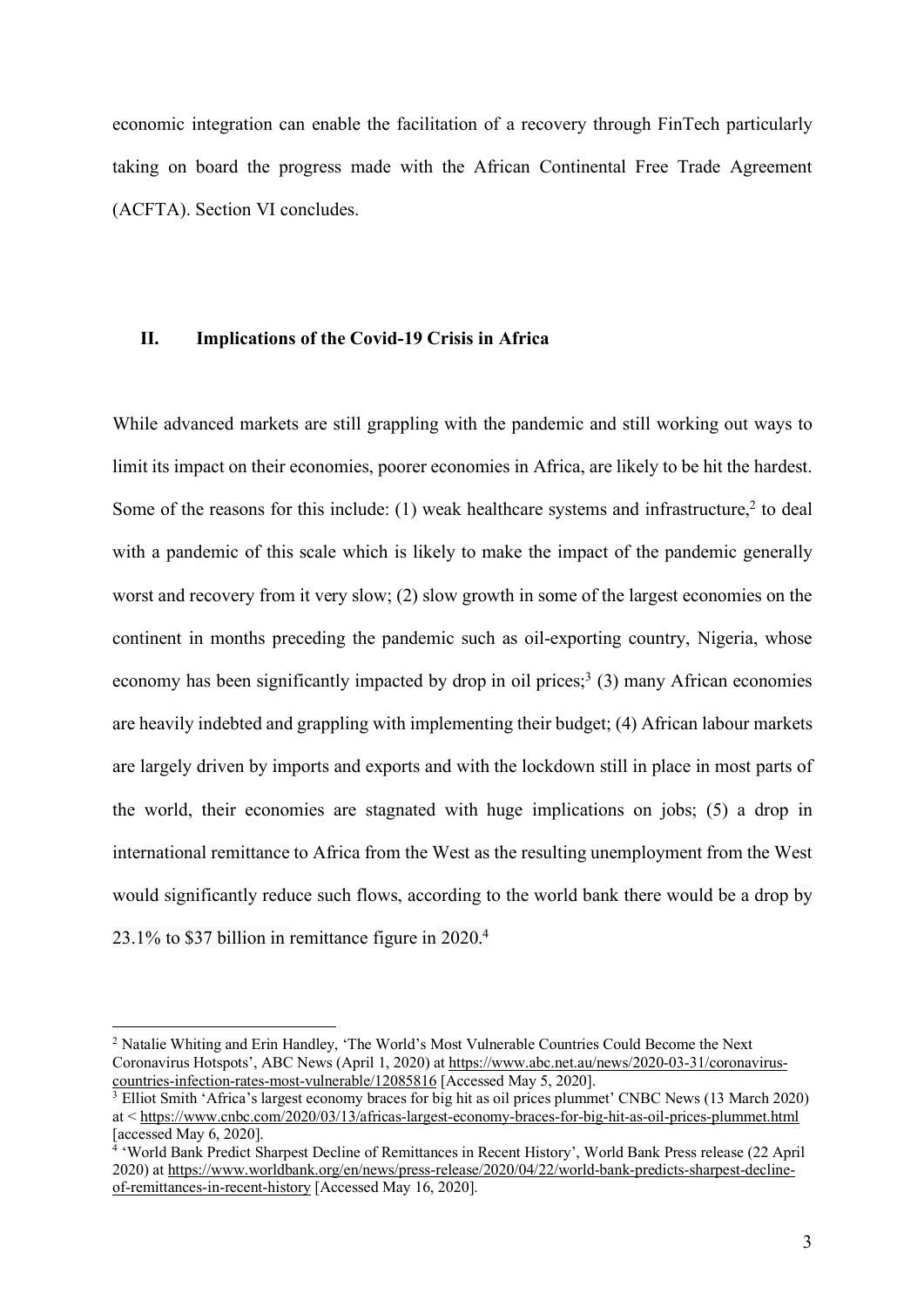economic integration can enable the facilitation of a recovery through FinTech particularly taking on board the progress made with the African Continental Free Trade Agreement (ACFTA). Section VI concludes.

## II. Implications of the Covid-19 Crisis in Africa

While advanced markets are still grappling with the pandemic and still working out ways to limit its impact on their economies, poorer economies in Africa, are likely to be hit the hardest. Some of the reasons for this include: (1) weak healthcare systems and infrastructure,[2] to deal with a pandemic of this scale which is likely to make the impact of the pandemic generally worst and recovery from it very slow; (2) slow growth in some of the largest economies on the continent in months preceding the pandemic such as oil-exporting country, Nigeria, whose economy has been significantly impacted by drop in oil prices;[3] (3) many African economies are heavily indebted and grappling with implementing their budget; (4) African labour markets are largely driven by imports and exports and with the lockdown still in place in most parts of the world, their economies are stagnated with huge implications on jobs; (5) a drop in international remittance to Africa from the West as the resulting unemployment from the West would significantly reduce such flows, according to the world bank there would be a drop by 23.1% to $37 billion in remittance figure in 2020.[4]

---

[2] Natalie Whiting and Erin Handley, 'The World's Most Vulnerable Countries Could Become the Next Coronavirus Hotspots', ABC News (April 1, 2020) at https://www.abc.net.au/news/2020-03-31/coronavirus-countries-infection-rates-most-vulnerable/12085816 [Accessed May 5, 2020].

[3] Elliot Smith 'Africa's largest economy braces for big hit as oil prices plummet' CNBC News (13 March 2020) at < https://www.cnbc.com/2020/03/13/africas-largest-economy-braces-for-big-hit-as-oil-prices-plummet.html [accessed May 6, 2020].

[4] 'World Bank Predict Sharpest Decline of Remittances in Recent History', World Bank Press release (22 April 2020) at https://www.worldbank.org/en/news/press-release/2020/04/22/world-bank-predicts-sharpest-decline-of-remittances-in-recent-history [Accessed May 16, 2020].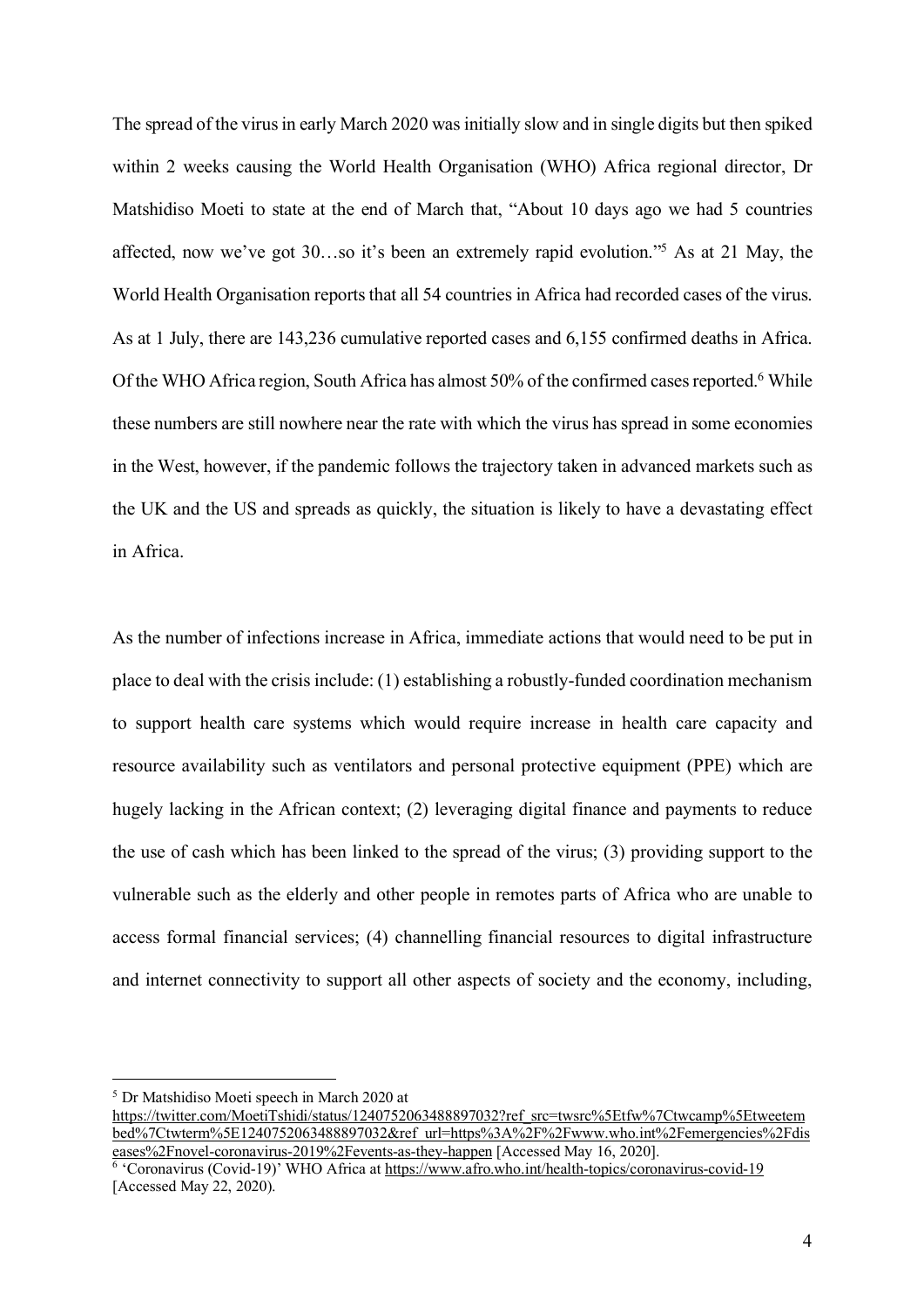The spread of the virus in early March 2020 was initially slow and in single digits but then spiked within 2 weeks causing the World Health Organisation (WHO) Africa regional director, Dr Matshidiso Moeti to state at the end of March that, "About 10 days ago we had 5 countries affected, now we've got 30…so it's been an extremely rapid evolution."[5] As at 21 May, the World Health Organisation reports that all 54 countries in Africa had recorded cases of the virus. As at 1 July, there are 143,236 cumulative reported cases and 6,155 confirmed deaths in Africa. Of the WHO Africa region, South Africa has almost 50% of the confirmed cases reported.[6] While these numbers are still nowhere near the rate with which the virus has spread in some economies in the West, however, if the pandemic follows the trajectory taken in advanced markets such as the UK and the US and spreads as quickly, the situation is likely to have a devastating effect in Africa.

As the number of infections increase in Africa, immediate actions that would need to be put in place to deal with the crisis include: (1) establishing a robustly-funded coordination mechanism to support health care systems which would require increase in health care capacity and resource availability such as ventilators and personal protective equipment (PPE) which are hugely lacking in the African context; (2) leveraging digital finance and payments to reduce the use of cash which has been linked to the spread of the virus; (3) providing support to the vulnerable such as the elderly and other people in remotes parts of Africa who are unable to access formal financial services; (4) channelling financial resources to digital infrastructure and internet connectivity to support all other aspects of society and the economy, including,

---

[5] Dr Matshidiso Moeti speech in March 2020 at https://twitter.com/MoetiTshidi/status/1240752063488897032?ref_src=twsrc%5Etfw%7Ctwcamp%5Etweetembed%7Ctwterm%5E1240752063488897032&ref_url=https%3A%2F%2Fwww.who.int%2Femergencies%2Fdiseases%2Fnovel-coronavirus-2019%2Fevents-as-they-happen [Accessed May 16, 2020].

[6] 'Coronavirus (Covid-19)' WHO Africa at https://www.afro.who.int/health-topics/coronavirus-covid-19 [Accessed May 22, 2020).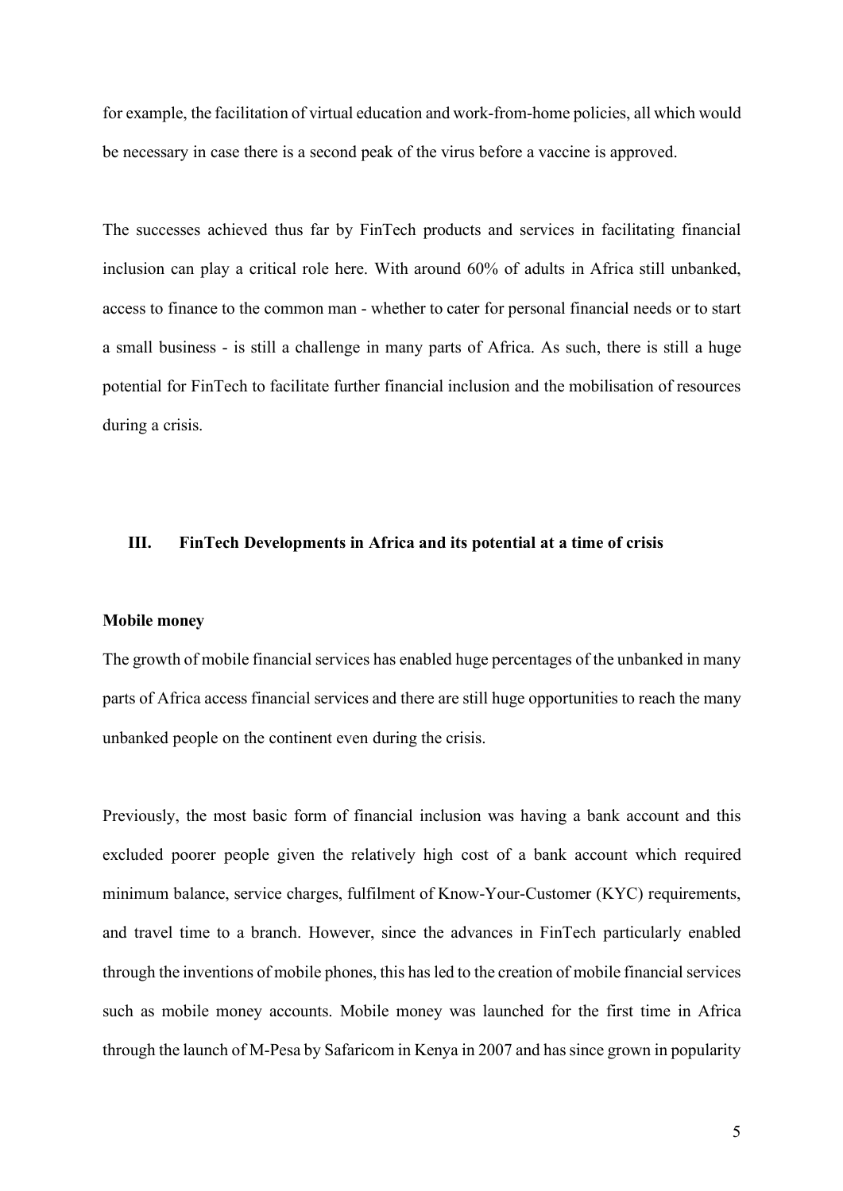for example, the facilitation of virtual education and work-from-home policies, all which would be necessary in case there is a second peak of the virus before a vaccine is approved.

The successes achieved thus far by FinTech products and services in facilitating financial inclusion can play a critical role here. With around 60% of adults in Africa still unbanked, access to finance to the common man - whether to cater for personal financial needs or to start a small business - is still a challenge in many parts of Africa. As such, there is still a huge potential for FinTech to facilitate further financial inclusion and the mobilisation of resources during a crisis.

## III. FinTech Developments in Africa and its potential at a time of crisis

### Mobile money

The growth of mobile financial services has enabled huge percentages of the unbanked in many parts of Africa access financial services and there are still huge opportunities to reach the many unbanked people on the continent even during the crisis.

Previously, the most basic form of financial inclusion was having a bank account and this excluded poorer people given the relatively high cost of a bank account which required minimum balance, service charges, fulfilment of Know-Your-Customer (KYC) requirements, and travel time to a branch. However, since the advances in FinTech particularly enabled through the inventions of mobile phones, this has led to the creation of mobile financial services such as mobile money accounts. Mobile money was launched for the first time in Africa through the launch of M-Pesa by Safaricom in Kenya in 2007 and has since grown in popularity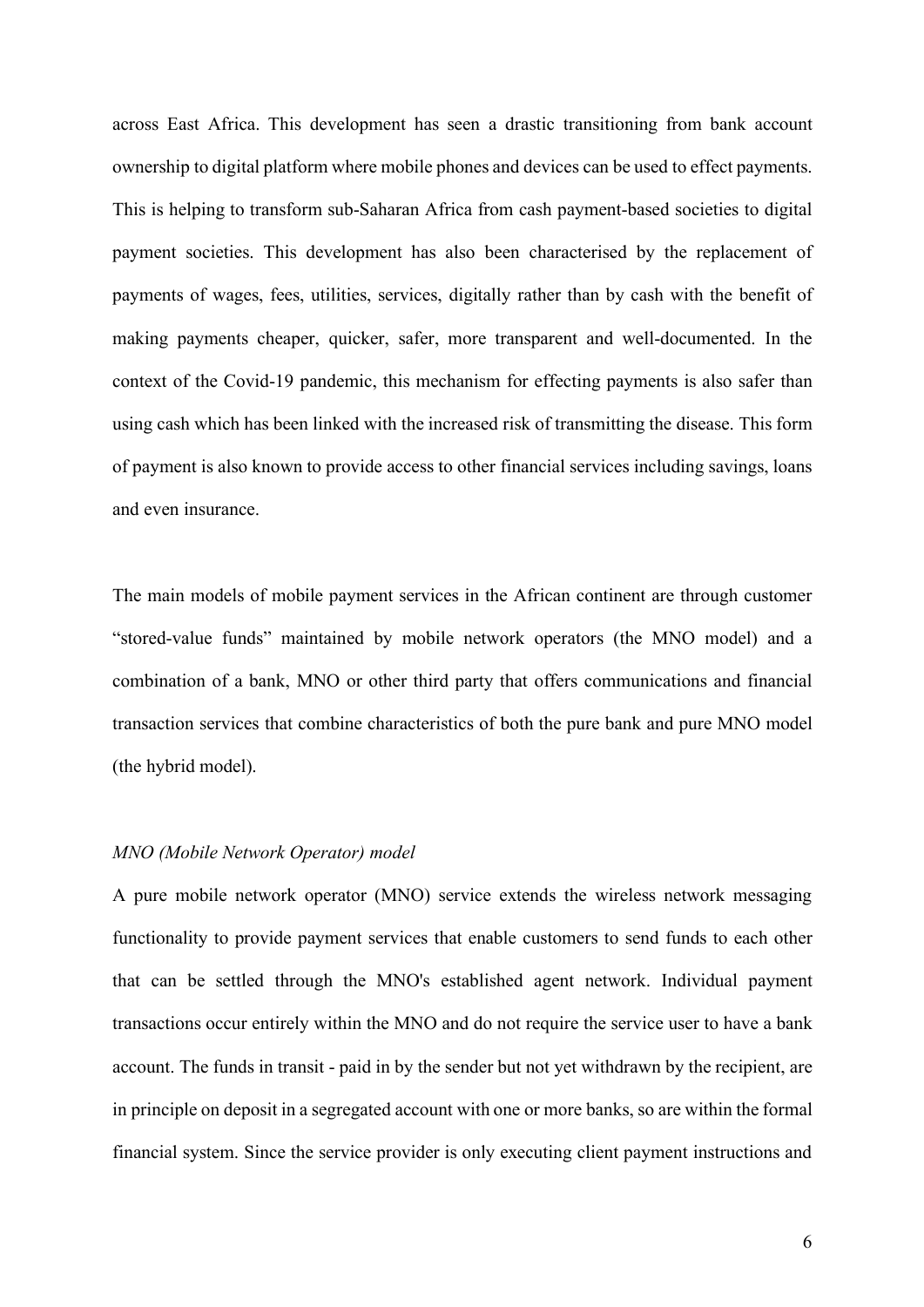across East Africa. This development has seen a drastic transitioning from bank account ownership to digital platform where mobile phones and devices can be used to effect payments. This is helping to transform sub-Saharan Africa from cash payment-based societies to digital payment societies. This development has also been characterised by the replacement of payments of wages, fees, utilities, services, digitally rather than by cash with the benefit of making payments cheaper, quicker, safer, more transparent and well-documented. In the context of the Covid-19 pandemic, this mechanism for effecting payments is also safer than using cash which has been linked with the increased risk of transmitting the disease. This form of payment is also known to provide access to other financial services including savings, loans and even insurance.

The main models of mobile payment services in the African continent are through customer "stored-value funds" maintained by mobile network operators (the MNO model) and a combination of a bank, MNO or other third party that offers communications and financial transaction services that combine characteristics of both the pure bank and pure MNO model (the hybrid model).

*MNO (Mobile Network Operator) model*

A pure mobile network operator (MNO) service extends the wireless network messaging functionality to provide payment services that enable customers to send funds to each other that can be settled through the MNO's established agent network. Individual payment transactions occur entirely within the MNO and do not require the service user to have a bank account. The funds in transit - paid in by the sender but not yet withdrawn by the recipient, are in principle on deposit in a segregated account with one or more banks, so are within the formal financial system. Since the service provider is only executing client payment instructions and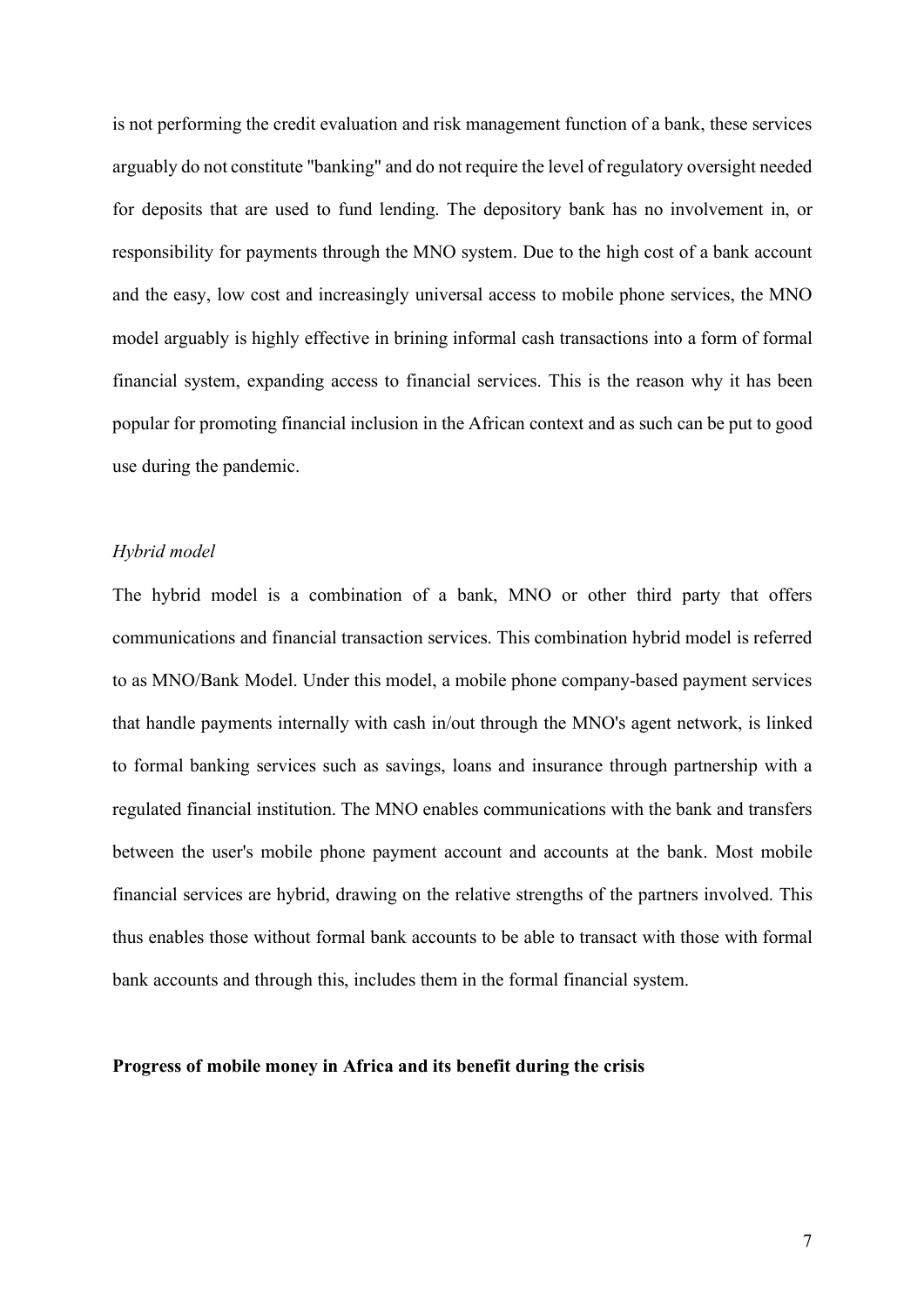is not performing the credit evaluation and risk management function of a bank, these services arguably do not constitute "banking" and do not require the level of regulatory oversight needed for deposits that are used to fund lending. The depository bank has no involvement in, or responsibility for payments through the MNO system. Due to the high cost of a bank account and the easy, low cost and increasingly universal access to mobile phone services, the MNO model arguably is highly effective in brining informal cash transactions into a form of formal financial system, expanding access to financial services. This is the reason why it has been popular for promoting financial inclusion in the African context and as such can be put to good use during the pandemic.

*Hybrid model*

The hybrid model is a combination of a bank, MNO or other third party that offers communications and financial transaction services. This combination hybrid model is referred to as MNO/Bank Model. Under this model, a mobile phone company-based payment services that handle payments internally with cash in/out through the MNO's agent network, is linked to formal banking services such as savings, loans and insurance through partnership with a regulated financial institution. The MNO enables communications with the bank and transfers between the user's mobile phone payment account and accounts at the bank. Most mobile financial services are hybrid, drawing on the relative strengths of the partners involved. This thus enables those without formal bank accounts to be able to transact with those with formal bank accounts and through this, includes them in the formal financial system.

**Progress of mobile money in Africa and its benefit during the crisis**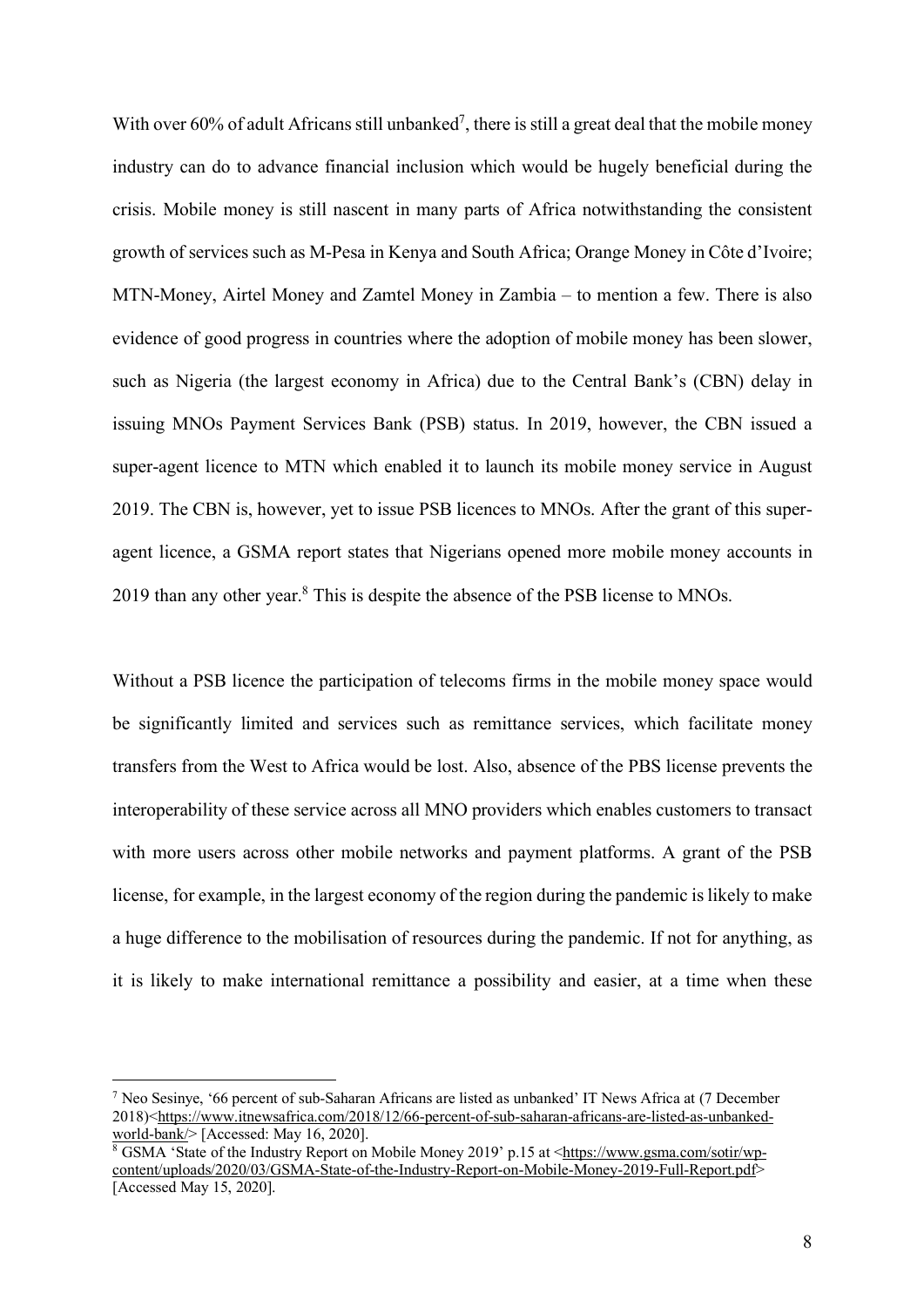With over 60% of adult Africans still unbanked[7], there is still a great deal that the mobile money industry can do to advance financial inclusion which would be hugely beneficial during the crisis. Mobile money is still nascent in many parts of Africa notwithstanding the consistent growth of services such as M-Pesa in Kenya and South Africa; Orange Money in Côte d'Ivoire; MTN-Money, Airtel Money and Zamtel Money in Zambia – to mention a few. There is also evidence of good progress in countries where the adoption of mobile money has been slower, such as Nigeria (the largest economy in Africa) due to the Central Bank's (CBN) delay in issuing MNOs Payment Services Bank (PSB) status. In 2019, however, the CBN issued a super-agent licence to MTN which enabled it to launch its mobile money service in August 2019. The CBN is, however, yet to issue PSB licences to MNOs. After the grant of this super-agent licence, a GSMA report states that Nigerians opened more mobile money accounts in 2019 than any other year.[8] This is despite the absence of the PSB license to MNOs.

Without a PSB licence the participation of telecoms firms in the mobile money space would be significantly limited and services such as remittance services, which facilitate money transfers from the West to Africa would be lost. Also, absence of the PBS license prevents the interoperability of these service across all MNO providers which enables customers to transact with more users across other mobile networks and payment platforms. A grant of the PSB license, for example, in the largest economy of the region during the pandemic is likely to make a huge difference to the mobilisation of resources during the pandemic. If not for anything, as it is likely to make international remittance a possibility and easier, at a time when these

---

[7] Neo Sesinye, '66 percent of sub-Saharan Africans are listed as unbanked' IT News Africa at (7 December 2018)<https://www.itnewsafrica.com/2018/12/66-percent-of-sub-saharan-africans-are-listed-as-unbanked-world-bank/> [Accessed: May 16, 2020].

[8] GSMA 'State of the Industry Report on Mobile Money 2019' p.15 at <https://www.gsma.com/sotir/wp-content/uploads/2020/03/GSMA-State-of-the-Industry-Report-on-Mobile-Money-2019-Full-Report.pdf> [Accessed May 15, 2020].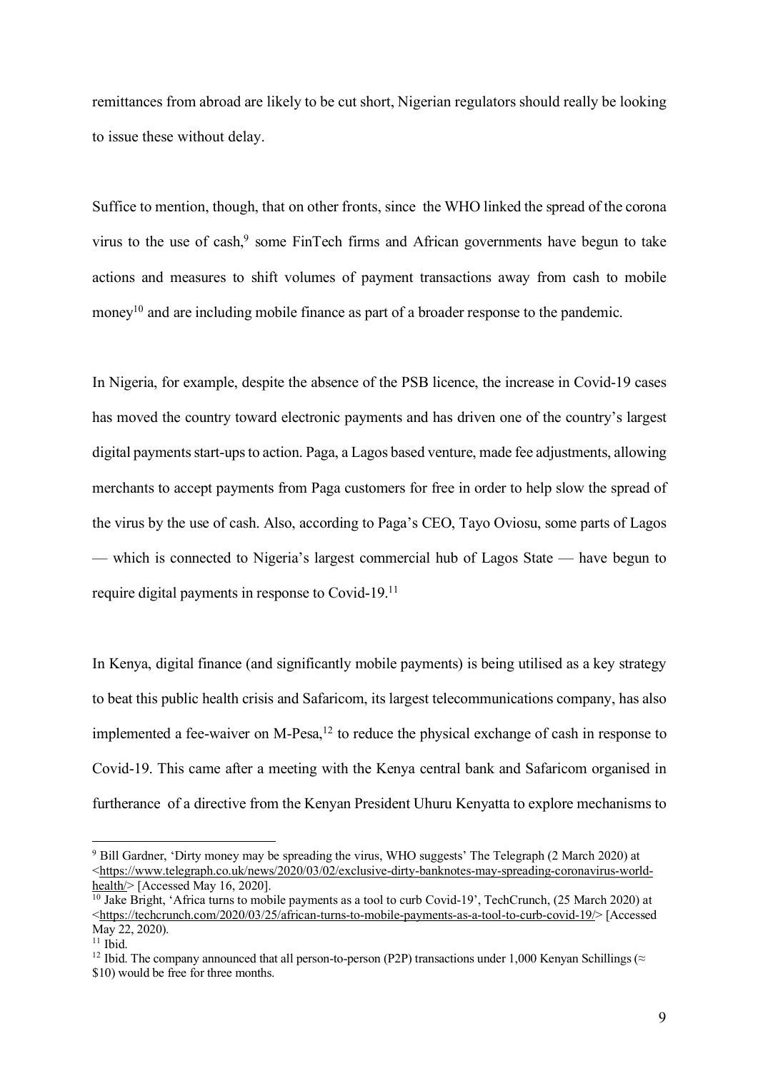remittances from abroad are likely to be cut short, Nigerian regulators should really be looking to issue these without delay.

Suffice to mention, though, that on other fronts, since the WHO linked the spread of the corona virus to the use of cash,[9] some FinTech firms and African governments have begun to take actions and measures to shift volumes of payment transactions away from cash to mobile money[10] and are including mobile finance as part of a broader response to the pandemic.

In Nigeria, for example, despite the absence of the PSB licence, the increase in Covid-19 cases has moved the country toward electronic payments and has driven one of the country's largest digital payments start-ups to action. Paga, a Lagos based venture, made fee adjustments, allowing merchants to accept payments from Paga customers for free in order to help slow the spread of the virus by the use of cash. Also, according to Paga's CEO, Tayo Oviosu, some parts of Lagos — which is connected to Nigeria's largest commercial hub of Lagos State — have begun to require digital payments in response to Covid-19.[11]

In Kenya, digital finance (and significantly mobile payments) is being utilised as a key strategy to beat this public health crisis and Safaricom, its largest telecommunications company, has also implemented a fee-waiver on M-Pesa,[12] to reduce the physical exchange of cash in response to Covid-19. This came after a meeting with the Kenya central bank and Safaricom organised in furtherance of a directive from the Kenyan President Uhuru Kenyatta to explore mechanisms to

---

[9] Bill Gardner, 'Dirty money may be spreading the virus, WHO suggests' The Telegraph (2 March 2020) at <https://www.telegraph.co.uk/news/2020/03/02/exclusive-dirty-banknotes-may-spreading-coronavirus-world-health/> [Accessed May 16, 2020].

[10] Jake Bright, 'Africa turns to mobile payments as a tool to curb Covid-19', TechCrunch, (25 March 2020) at <https://techcrunch.com/2020/03/25/african-turns-to-mobile-payments-as-a-tool-to-curb-covid-19/> [Accessed May 22, 2020).

[11] Ibid.

[12] Ibid. The company announced that all person-to-person (P2P) transactions under 1,000 Kenyan Schillings (≈ \$10) would be free for three months.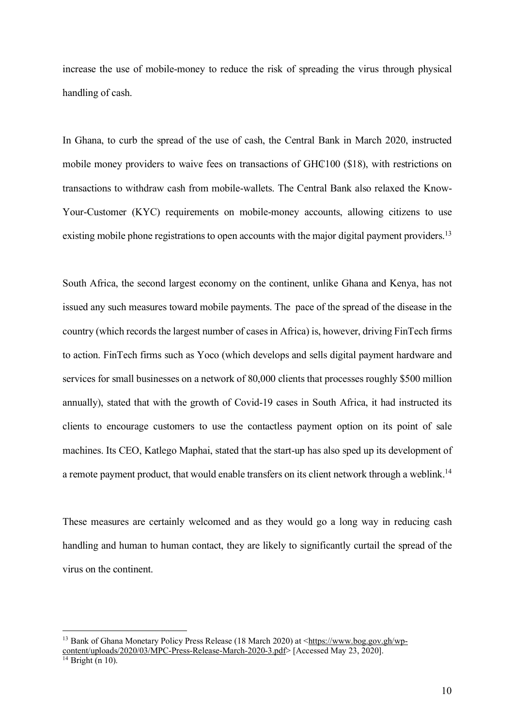increase the use of mobile-money to reduce the risk of spreading the virus through physical handling of cash.

In Ghana, to curb the spread of the use of cash, the Central Bank in March 2020, instructed mobile money providers to waive fees on transactions of GH₵100 ($18), with restrictions on transactions to withdraw cash from mobile-wallets. The Central Bank also relaxed the Know-Your-Customer (KYC) requirements on mobile-money accounts, allowing citizens to use existing mobile phone registrations to open accounts with the major digital payment providers.[13]

South Africa, the second largest economy on the continent, unlike Ghana and Kenya, has not issued any such measures toward mobile payments. The pace of the spread of the disease in the country (which records the largest number of cases in Africa) is, however, driving FinTech firms to action. FinTech firms such as Yoco (which develops and sells digital payment hardware and services for small businesses on a network of 80,000 clients that processes roughly $500 million annually), stated that with the growth of Covid-19 cases in South Africa, it had instructed its clients to encourage customers to use the contactless payment option on its point of sale machines. Its CEO, Katlego Maphai, stated that the start-up has also sped up its development of a remote payment product, that would enable transfers on its client network through a weblink.[14]

These measures are certainly welcomed and as they would go a long way in reducing cash handling and human to human contact, they are likely to significantly curtail the spread of the virus on the continent.

---

[13] Bank of Ghana Monetary Policy Press Release (18 March 2020) at <https://www.bog.gov.gh/wp-content/uploads/2020/03/MPC-Press-Release-March-2020-3.pdf> [Accessed May 23, 2020].

[14] Bright (n 10).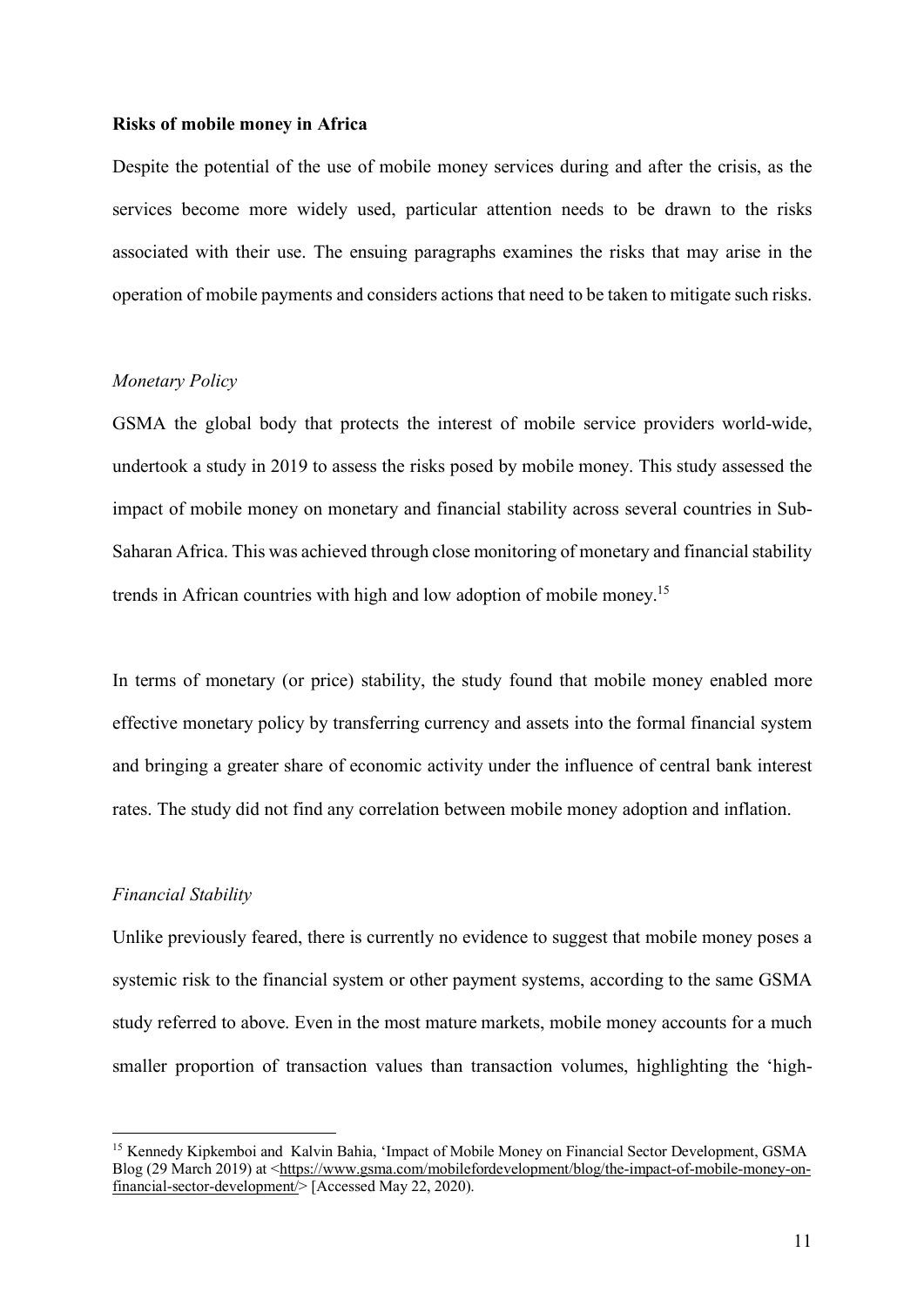**Risks of mobile money in Africa**

Despite the potential of the use of mobile money services during and after the crisis, as the services become more widely used, particular attention needs to be drawn to the risks associated with their use. The ensuing paragraphs examines the risks that may arise in the operation of mobile payments and considers actions that need to be taken to mitigate such risks.

*Monetary Policy*

GSMA the global body that protects the interest of mobile service providers world-wide, undertook a study in 2019 to assess the risks posed by mobile money. This study assessed the impact of mobile money on monetary and financial stability across several countries in Sub-Saharan Africa. This was achieved through close monitoring of monetary and financial stability trends in African countries with high and low adoption of mobile money.[15]

In terms of monetary (or price) stability, the study found that mobile money enabled more effective monetary policy by transferring currency and assets into the formal financial system and bringing a greater share of economic activity under the influence of central bank interest rates. The study did not find any correlation between mobile money adoption and inflation.

*Financial Stability*

Unlike previously feared, there is currently no evidence to suggest that mobile money poses a systemic risk to the financial system or other payment systems, according to the same GSMA study referred to above. Even in the most mature markets, mobile money accounts for a much smaller proportion of transaction values than transaction volumes, highlighting the 'high-

[15] Kennedy Kipkemboi and Kalvin Bahia, 'Impact of Mobile Money on Financial Sector Development, GSMA Blog (29 March 2019) at <https://www.gsma.com/mobilefordevelopment/blog/the-impact-of-mobile-money-on-financial-sector-development/> [Accessed May 22, 2020).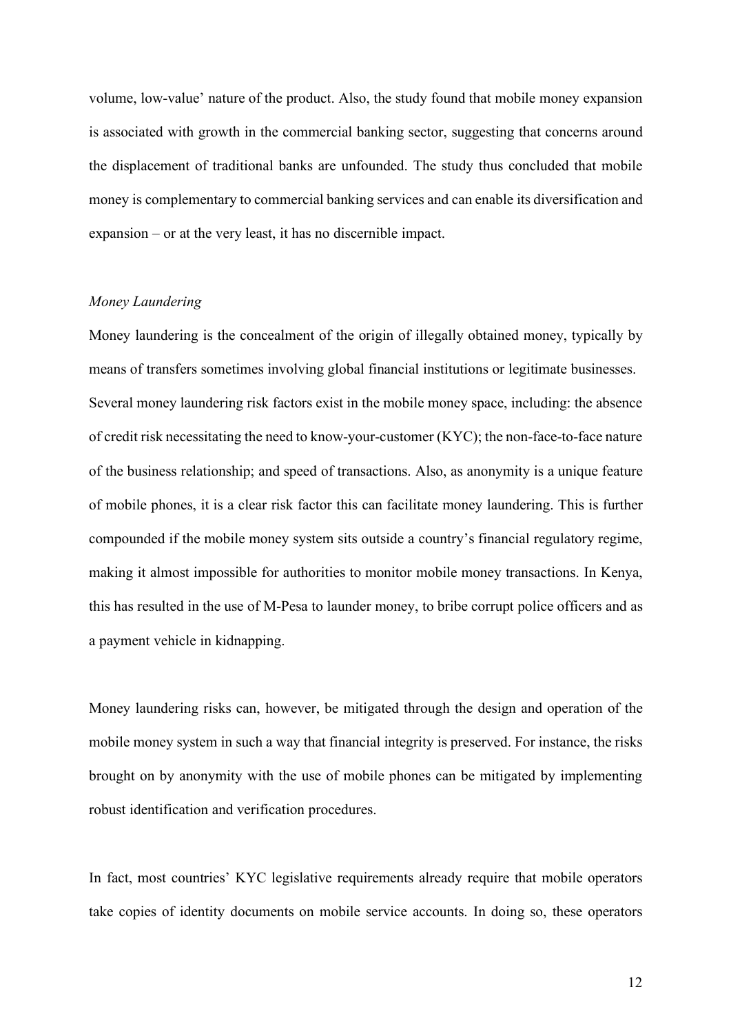volume, low-value' nature of the product. Also, the study found that mobile money expansion is associated with growth in the commercial banking sector, suggesting that concerns around the displacement of traditional banks are unfounded. The study thus concluded that mobile money is complementary to commercial banking services and can enable its diversification and expansion – or at the very least, it has no discernible impact.

*Money Laundering*

Money laundering is the concealment of the origin of illegally obtained money, typically by means of transfers sometimes involving global financial institutions or legitimate businesses. Several money laundering risk factors exist in the mobile money space, including: the absence of credit risk necessitating the need to know-your-customer (KYC); the non-face-to-face nature of the business relationship; and speed of transactions. Also, as anonymity is a unique feature of mobile phones, it is a clear risk factor this can facilitate money laundering. This is further compounded if the mobile money system sits outside a country's financial regulatory regime, making it almost impossible for authorities to monitor mobile money transactions. In Kenya, this has resulted in the use of M-Pesa to launder money, to bribe corrupt police officers and as a payment vehicle in kidnapping.

Money laundering risks can, however, be mitigated through the design and operation of the mobile money system in such a way that financial integrity is preserved. For instance, the risks brought on by anonymity with the use of mobile phones can be mitigated by implementing robust identification and verification procedures.

In fact, most countries' KYC legislative requirements already require that mobile operators take copies of identity documents on mobile service accounts. In doing so, these operators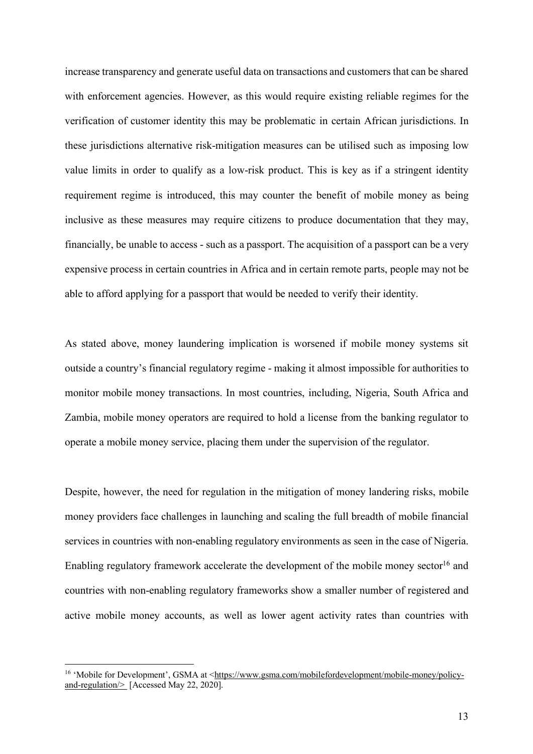increase transparency and generate useful data on transactions and customers that can be shared with enforcement agencies. However, as this would require existing reliable regimes for the verification of customer identity this may be problematic in certain African jurisdictions. In these jurisdictions alternative risk-mitigation measures can be utilised such as imposing low value limits in order to qualify as a low-risk product. This is key as if a stringent identity requirement regime is introduced, this may counter the benefit of mobile money as being inclusive as these measures may require citizens to produce documentation that they may, financially, be unable to access - such as a passport. The acquisition of a passport can be a very expensive process in certain countries in Africa and in certain remote parts, people may not be able to afford applying for a passport that would be needed to verify their identity.

As stated above, money laundering implication is worsened if mobile money systems sit outside a country's financial regulatory regime - making it almost impossible for authorities to monitor mobile money transactions. In most countries, including, Nigeria, South Africa and Zambia, mobile money operators are required to hold a license from the banking regulator to operate a mobile money service, placing them under the supervision of the regulator.

Despite, however, the need for regulation in the mitigation of money landering risks, mobile money providers face challenges in launching and scaling the full breadth of mobile financial services in countries with non-enabling regulatory environments as seen in the case of Nigeria. Enabling regulatory framework accelerate the development of the mobile money sector[16] and countries with non-enabling regulatory frameworks show a smaller number of registered and active mobile money accounts, as well as lower agent activity rates than countries with

[16] 'Mobile for Development', GSMA at <https://www.gsma.com/mobilefordevelopment/mobile-money/policy-and-regulation/> [Accessed May 22, 2020].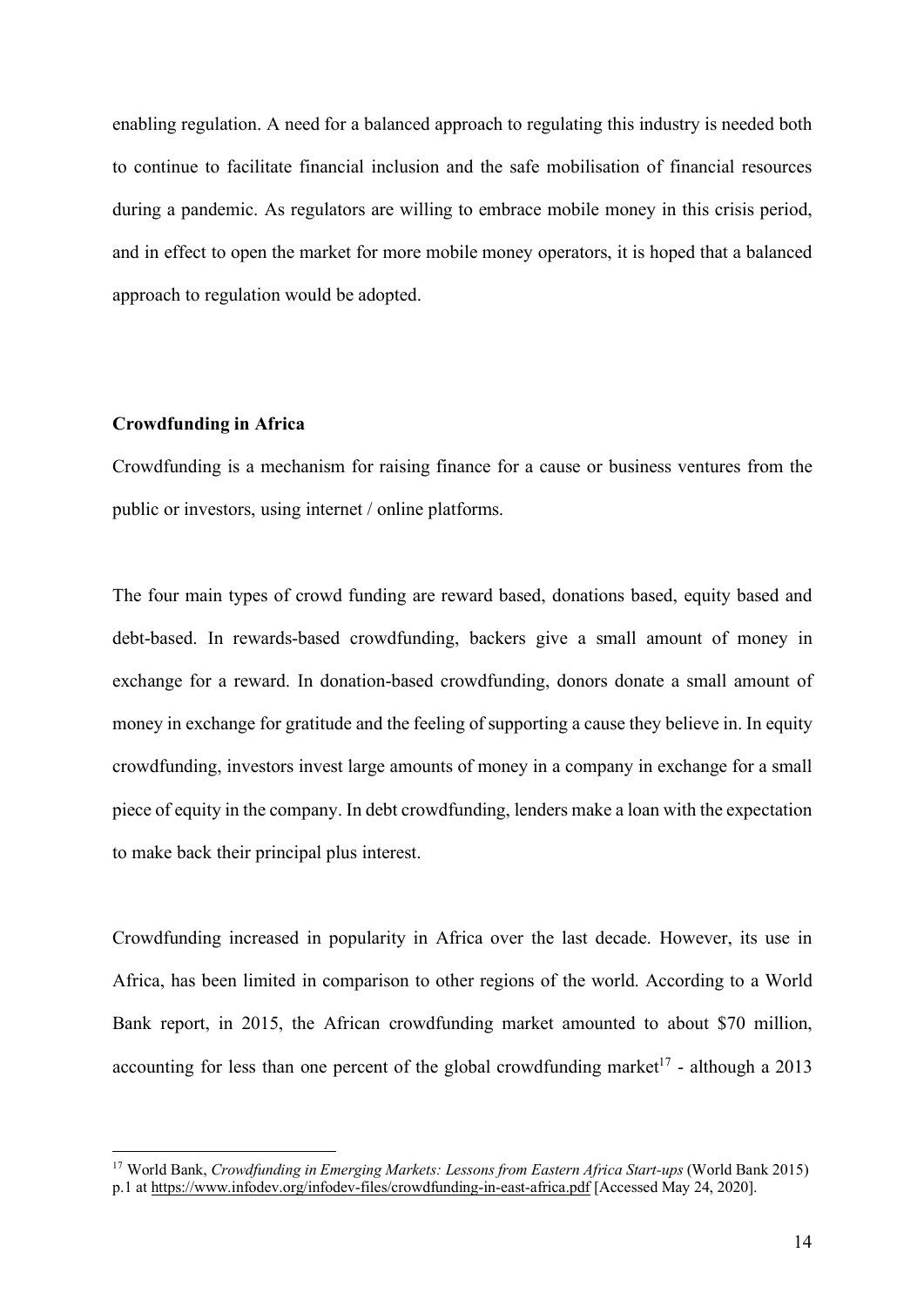enabling regulation. A need for a balanced approach to regulating this industry is needed both to continue to facilitate financial inclusion and the safe mobilisation of financial resources during a pandemic. As regulators are willing to embrace mobile money in this crisis period, and in effect to open the market for more mobile money operators, it is hoped that a balanced approach to regulation would be adopted.

**Crowdfunding in Africa**

Crowdfunding is a mechanism for raising finance for a cause or business ventures from the public or investors, using internet / online platforms.

The four main types of crowd funding are reward based, donations based, equity based and debt-based. In rewards-based crowdfunding, backers give a small amount of money in exchange for a reward. In donation-based crowdfunding, donors donate a small amount of money in exchange for gratitude and the feeling of supporting a cause they believe in. In equity crowdfunding, investors invest large amounts of money in a company in exchange for a small piece of equity in the company. In debt crowdfunding, lenders make a loan with the expectation to make back their principal plus interest.

Crowdfunding increased in popularity in Africa over the last decade. However, its use in Africa, has been limited in comparison to other regions of the world. According to a World Bank report, in 2015, the African crowdfunding market amounted to about $70 million, accounting for less than one percent of the global crowdfunding market[17] - although a 2013

---

[17] World Bank, *Crowdfunding in Emerging Markets: Lessons from Eastern Africa Start-ups* (World Bank 2015) p.1 at https://www.infodev.org/infodev-files/crowdfunding-in-east-africa.pdf [Accessed May 24, 2020].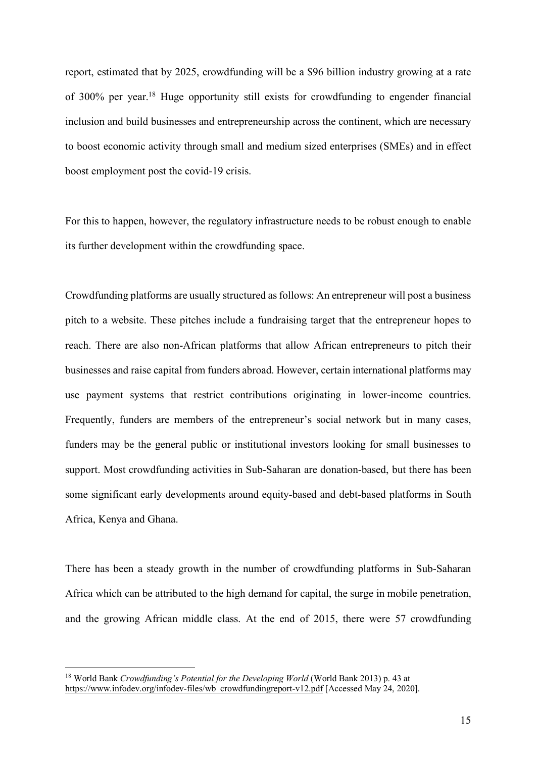report, estimated that by 2025, crowdfunding will be a $96 billion industry growing at a rate of 300% per year.[18] Huge opportunity still exists for crowdfunding to engender financial inclusion and build businesses and entrepreneurship across the continent, which are necessary to boost economic activity through small and medium sized enterprises (SMEs) and in effect boost employment post the covid-19 crisis.

For this to happen, however, the regulatory infrastructure needs to be robust enough to enable its further development within the crowdfunding space.

Crowdfunding platforms are usually structured as follows: An entrepreneur will post a business pitch to a website. These pitches include a fundraising target that the entrepreneur hopes to reach. There are also non-African platforms that allow African entrepreneurs to pitch their businesses and raise capital from funders abroad. However, certain international platforms may use payment systems that restrict contributions originating in lower-income countries. Frequently, funders are members of the entrepreneur's social network but in many cases, funders may be the general public or institutional investors looking for small businesses to support. Most crowdfunding activities in Sub-Saharan are donation-based, but there has been some significant early developments around equity-based and debt-based platforms in South Africa, Kenya and Ghana.

There has been a steady growth in the number of crowdfunding platforms in Sub-Saharan Africa which can be attributed to the high demand for capital, the surge in mobile penetration, and the growing African middle class. At the end of 2015, there were 57 crowdfunding

---

[18] World Bank *Crowdfunding's Potential for the Developing World* (World Bank 2013) p. 43 at https://www.infodev.org/infodev-files/wb_crowdfundingreport-v12.pdf [Accessed May 24, 2020].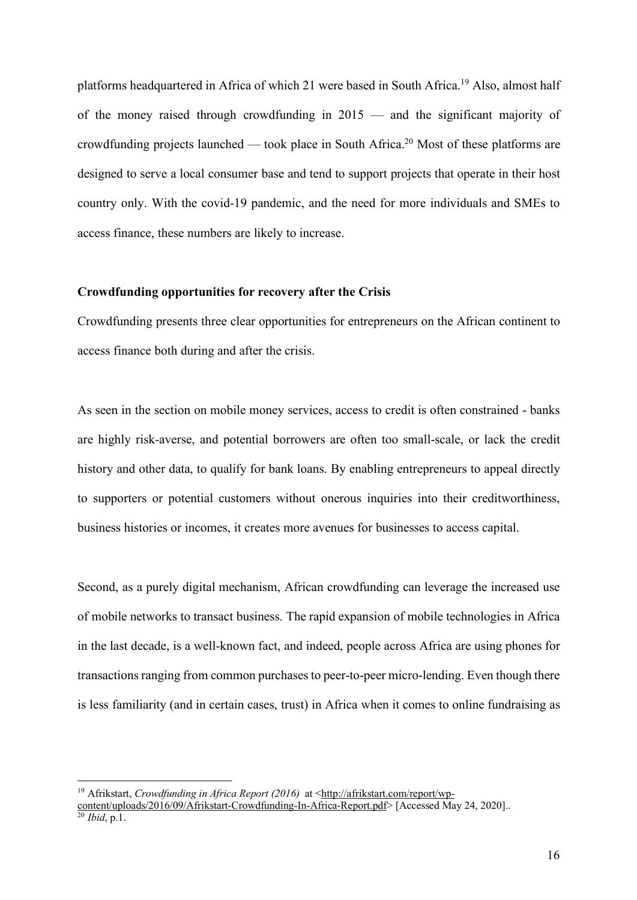platforms headquartered in Africa of which 21 were based in South Africa.[19] Also, almost half of the money raised through crowdfunding in 2015 — and the significant majority of crowdfunding projects launched — took place in South Africa.[20] Most of these platforms are designed to serve a local consumer base and tend to support projects that operate in their host country only. With the covid-19 pandemic, and the need for more individuals and SMEs to access finance, these numbers are likely to increase.

**Crowdfunding opportunities for recovery after the Crisis**

Crowdfunding presents three clear opportunities for entrepreneurs on the African continent to access finance both during and after the crisis.

As seen in the section on mobile money services, access to credit is often constrained - banks are highly risk-averse, and potential borrowers are often too small-scale, or lack the credit history and other data, to qualify for bank loans. By enabling entrepreneurs to appeal directly to supporters or potential customers without onerous inquiries into their creditworthiness, business histories or incomes, it creates more avenues for businesses to access capital.

Second, as a purely digital mechanism, African crowdfunding can leverage the increased use of mobile networks to transact business. The rapid expansion of mobile technologies in Africa in the last decade, is a well-known fact, and indeed, people across Africa are using phones for transactions ranging from common purchases to peer-to-peer micro-lending. Even though there is less familiarity (and in certain cases, trust) in Africa when it comes to online fundraising as

---

[19] Afrikstart, *Crowdfunding in Africa Report (2016)* at <http://afrikstart.com/report/wp-content/uploads/2016/09/Afrikstart-Crowdfunding-In-Africa-Report.pdf> [Accessed May 24, 2020]..

[20] *Ibid*, p.1.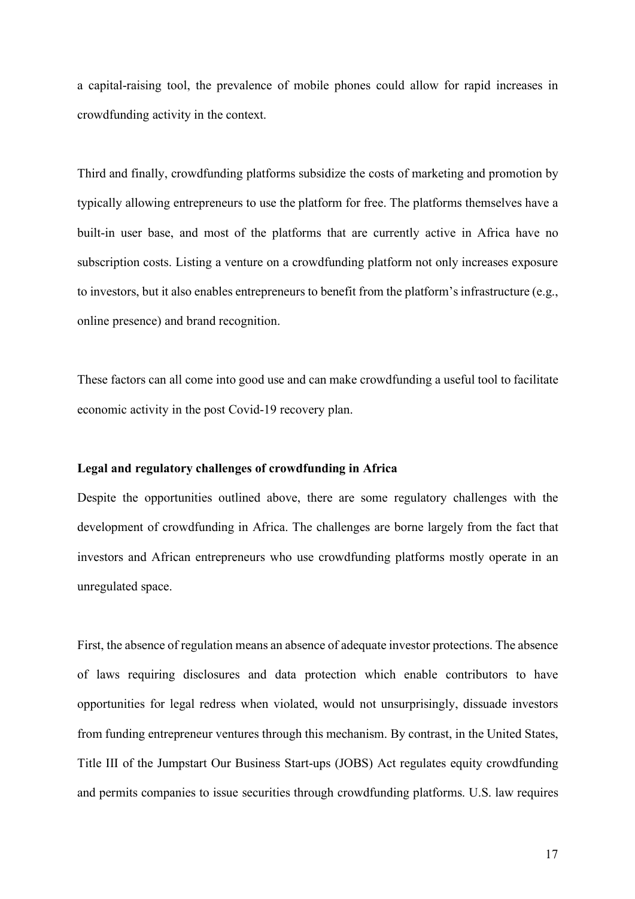a capital-raising tool, the prevalence of mobile phones could allow for rapid increases in crowdfunding activity in the context.

Third and finally, crowdfunding platforms subsidize the costs of marketing and promotion by typically allowing entrepreneurs to use the platform for free. The platforms themselves have a built-in user base, and most of the platforms that are currently active in Africa have no subscription costs. Listing a venture on a crowdfunding platform not only increases exposure to investors, but it also enables entrepreneurs to benefit from the platform's infrastructure (e.g., online presence) and brand recognition.

These factors can all come into good use and can make crowdfunding a useful tool to facilitate economic activity in the post Covid-19 recovery plan.

**Legal and regulatory challenges of crowdfunding in Africa**

Despite the opportunities outlined above, there are some regulatory challenges with the development of crowdfunding in Africa. The challenges are borne largely from the fact that investors and African entrepreneurs who use crowdfunding platforms mostly operate in an unregulated space.

First, the absence of regulation means an absence of adequate investor protections. The absence of laws requiring disclosures and data protection which enable contributors to have opportunities for legal redress when violated, would not unsurprisingly, dissuade investors from funding entrepreneur ventures through this mechanism. By contrast, in the United States, Title III of the Jumpstart Our Business Start-ups (JOBS) Act regulates equity crowdfunding and permits companies to issue securities through crowdfunding platforms. U.S. law requires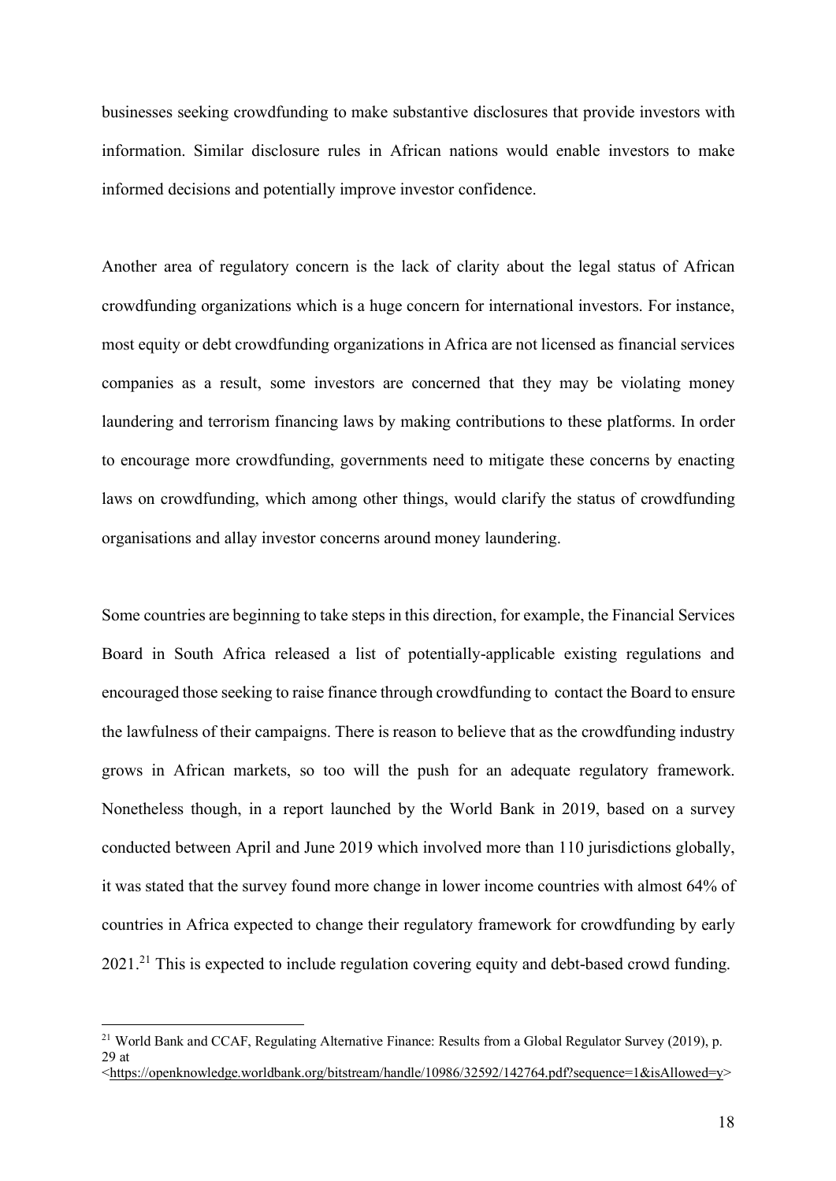businesses seeking crowdfunding to make substantive disclosures that provide investors with information. Similar disclosure rules in African nations would enable investors to make informed decisions and potentially improve investor confidence.

Another area of regulatory concern is the lack of clarity about the legal status of African crowdfunding organizations which is a huge concern for international investors. For instance, most equity or debt crowdfunding organizations in Africa are not licensed as financial services companies as a result, some investors are concerned that they may be violating money laundering and terrorism financing laws by making contributions to these platforms. In order to encourage more crowdfunding, governments need to mitigate these concerns by enacting laws on crowdfunding, which among other things, would clarify the status of crowdfunding organisations and allay investor concerns around money laundering.

Some countries are beginning to take steps in this direction, for example, the Financial Services Board in South Africa released a list of potentially-applicable existing regulations and encouraged those seeking to raise finance through crowdfunding to contact the Board to ensure the lawfulness of their campaigns. There is reason to believe that as the crowdfunding industry grows in African markets, so too will the push for an adequate regulatory framework. Nonetheless though, in a report launched by the World Bank in 2019, based on a survey conducted between April and June 2019 which involved more than 110 jurisdictions globally, it was stated that the survey found more change in lower income countries with almost 64% of countries in Africa expected to change their regulatory framework for crowdfunding by early 2021.[21] This is expected to include regulation covering equity and debt-based crowd funding.

---

[21] World Bank and CCAF, Regulating Alternative Finance: Results from a Global Regulator Survey (2019), p. 29 at <https://openknowledge.worldbank.org/bitstream/handle/10986/32592/142764.pdf?sequence=1&isAllowed=y>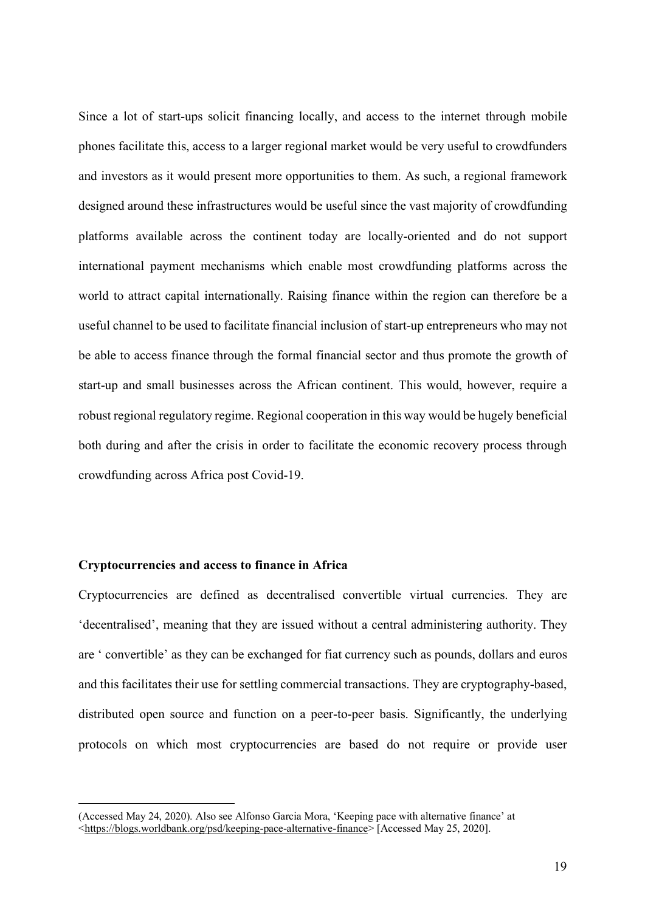Since a lot of start-ups solicit financing locally, and access to the internet through mobile phones facilitate this, access to a larger regional market would be very useful to crowdfunders and investors as it would present more opportunities to them. As such, a regional framework designed around these infrastructures would be useful since the vast majority of crowdfunding platforms available across the continent today are locally-oriented and do not support international payment mechanisms which enable most crowdfunding platforms across the world to attract capital internationally. Raising finance within the region can therefore be a useful channel to be used to facilitate financial inclusion of start-up entrepreneurs who may not be able to access finance through the formal financial sector and thus promote the growth of start-up and small businesses across the African continent. This would, however, require a robust regional regulatory regime. Regional cooperation in this way would be hugely beneficial both during and after the crisis in order to facilitate the economic recovery process through crowdfunding across Africa post Covid-19.

## Cryptocurrencies and access to finance in Africa

Cryptocurrencies are defined as decentralised convertible virtual currencies. They are 'decentralised', meaning that they are issued without a central administering authority. They are ' convertible' as they can be exchanged for fiat currency such as pounds, dollars and euros and this facilitates their use for settling commercial transactions. They are cryptography-based, distributed open source and function on a peer-to-peer basis. Significantly, the underlying protocols on which most cryptocurrencies are based do not require or provide user

---

(Accessed May 24, 2020). Also see Alfonso Garcia Mora, 'Keeping pace with alternative finance' at <https://blogs.worldbank.org/psd/keeping-pace-alternative-finance> [Accessed May 25, 2020].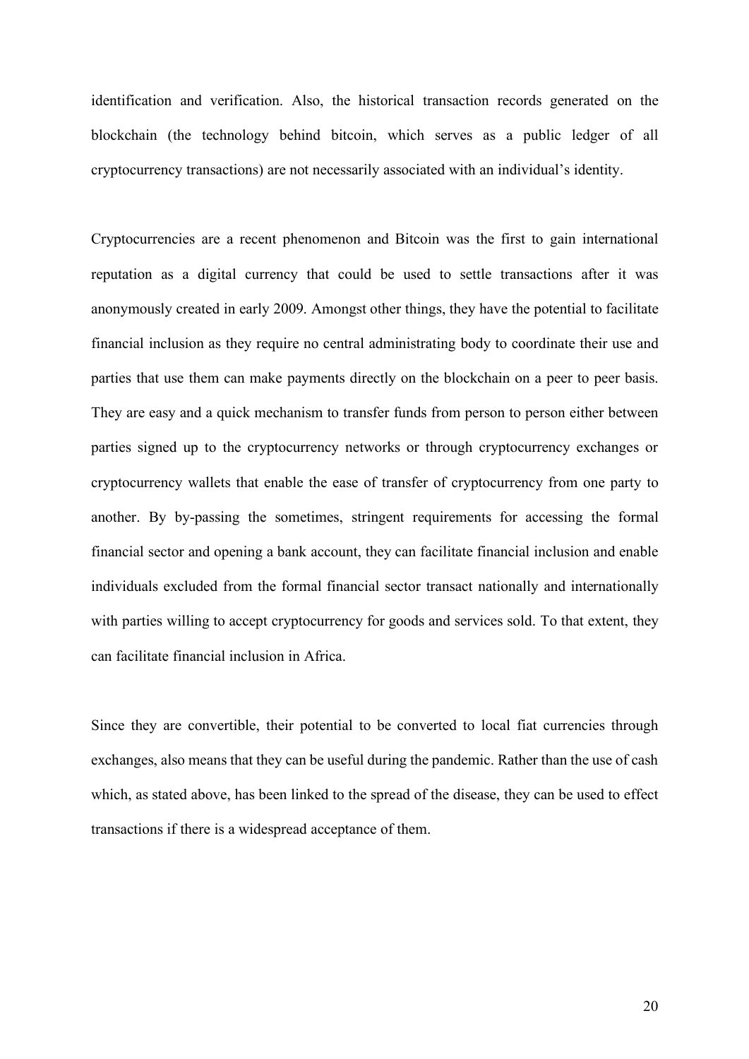identification and verification. Also, the historical transaction records generated on the blockchain (the technology behind bitcoin, which serves as a public ledger of all cryptocurrency transactions) are not necessarily associated with an individual's identity.

Cryptocurrencies are a recent phenomenon and Bitcoin was the first to gain international reputation as a digital currency that could be used to settle transactions after it was anonymously created in early 2009. Amongst other things, they have the potential to facilitate financial inclusion as they require no central administrating body to coordinate their use and parties that use them can make payments directly on the blockchain on a peer to peer basis. They are easy and a quick mechanism to transfer funds from person to person either between parties signed up to the cryptocurrency networks or through cryptocurrency exchanges or cryptocurrency wallets that enable the ease of transfer of cryptocurrency from one party to another. By by-passing the sometimes, stringent requirements for accessing the formal financial sector and opening a bank account, they can facilitate financial inclusion and enable individuals excluded from the formal financial sector transact nationally and internationally with parties willing to accept cryptocurrency for goods and services sold. To that extent, they can facilitate financial inclusion in Africa.

Since they are convertible, their potential to be converted to local fiat currencies through exchanges, also means that they can be useful during the pandemic. Rather than the use of cash which, as stated above, has been linked to the spread of the disease, they can be used to effect transactions if there is a widespread acceptance of them.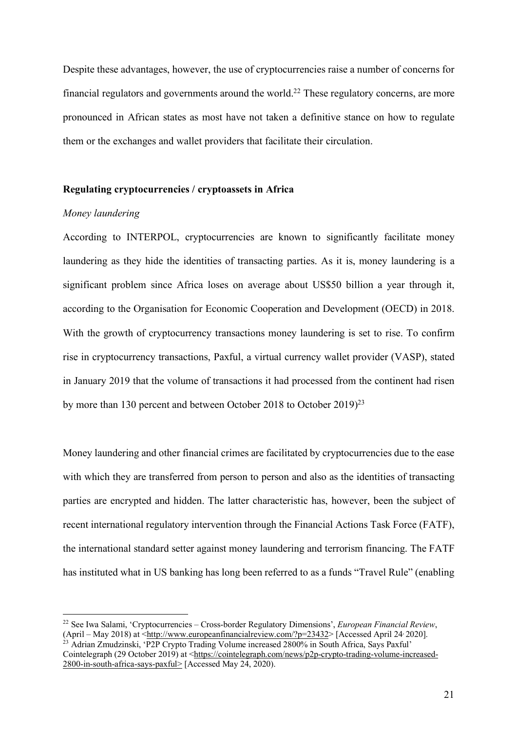Despite these advantages, however, the use of cryptocurrencies raise a number of concerns for financial regulators and governments around the world.[22] These regulatory concerns, are more pronounced in African states as most have not taken a definitive stance on how to regulate them or the exchanges and wallet providers that facilitate their circulation.

**Regulating cryptocurrencies / cryptoassets in Africa**

*Money laundering*

According to INTERPOL, cryptocurrencies are known to significantly facilitate money laundering as they hide the identities of transacting parties. As it is, money laundering is a significant problem since Africa loses on average about US$50 billion a year through it, according to the Organisation for Economic Cooperation and Development (OECD) in 2018. With the growth of cryptocurrency transactions money laundering is set to rise. To confirm rise in cryptocurrency transactions, Paxful, a virtual currency wallet provider (VASP), stated in January 2019 that the volume of transactions it had processed from the continent had risen by more than 130 percent and between October 2018 to October 2019)[23]

Money laundering and other financial crimes are facilitated by cryptocurrencies due to the ease with which they are transferred from person to person and also as the identities of transacting parties are encrypted and hidden. The latter characteristic has, however, been the subject of recent international regulatory intervention through the Financial Actions Task Force (FATF), the international standard setter against money laundering and terrorism financing. The FATF has instituted what in US banking has long been referred to as a funds "Travel Rule" (enabling

---

[22] See Iwa Salami, 'Cryptocurrencies – Cross-border Regulatory Dimensions', *European Financial Review*, (April – May 2018) at <http://www.europeanfinancialreview.com/?p=23432> [Accessed April 24, 2020].

[23] Adrian Zmudzinski, 'P2P Crypto Trading Volume increased 2800% in South Africa, Says Paxful' Cointelegraph (29 October 2019) at <https://cointelegraph.com/news/p2p-crypto-trading-volume-increased-2800-in-south-africa-says-paxful> [Accessed May 24, 2020).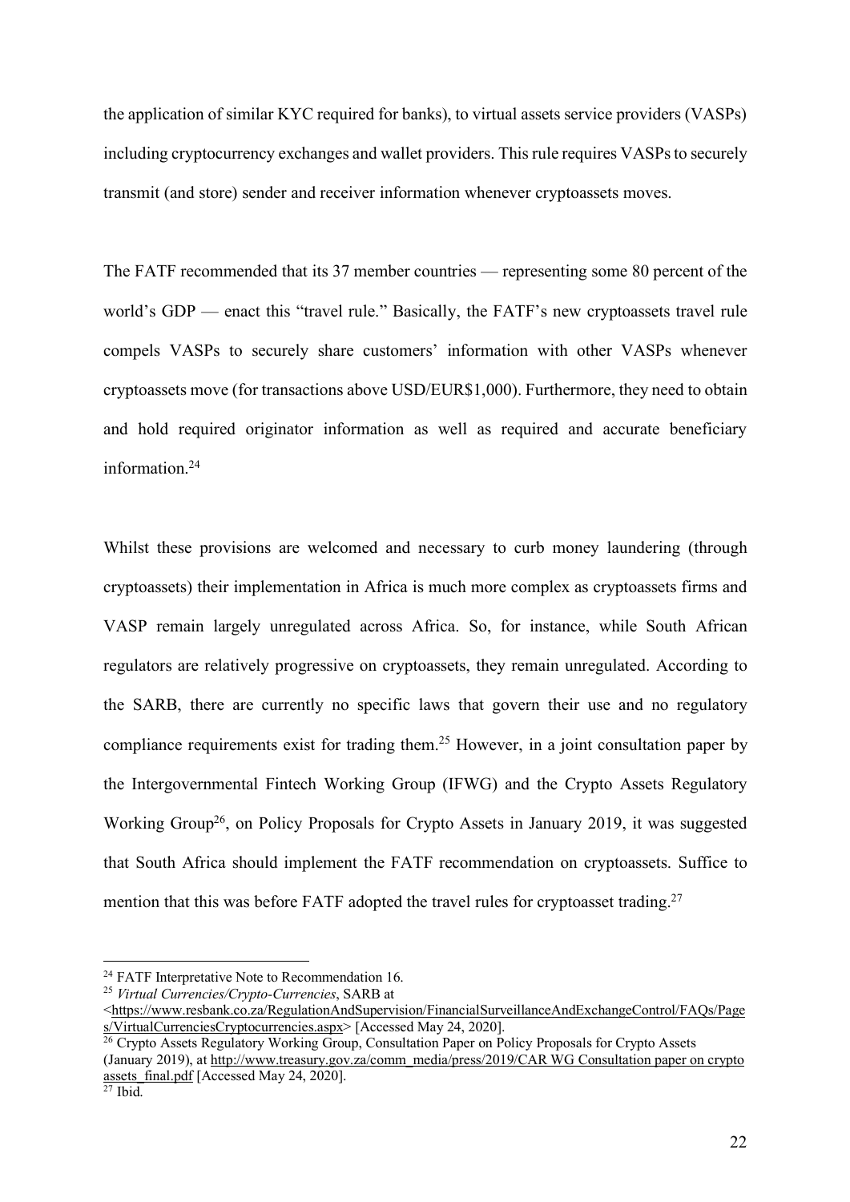the application of similar KYC required for banks), to virtual assets service providers (VASPs) including cryptocurrency exchanges and wallet providers. This rule requires VASPs to securely transmit (and store) sender and receiver information whenever cryptoassets moves.

The FATF recommended that its 37 member countries — representing some 80 percent of the world's GDP — enact this "travel rule." Basically, the FATF's new cryptoassets travel rule compels VASPs to securely share customers' information with other VASPs whenever cryptoassets move (for transactions above USD/EUR$1,000). Furthermore, they need to obtain and hold required originator information as well as required and accurate beneficiary information.[24]

Whilst these provisions are welcomed and necessary to curb money laundering (through cryptoassets) their implementation in Africa is much more complex as cryptoassets firms and VASP remain largely unregulated across Africa. So, for instance, while South African regulators are relatively progressive on cryptoassets, they remain unregulated. According to the SARB, there are currently no specific laws that govern their use and no regulatory compliance requirements exist for trading them.[25] However, in a joint consultation paper by the Intergovernmental Fintech Working Group (IFWG) and the Crypto Assets Regulatory Working Group[26], on Policy Proposals for Crypto Assets in January 2019, it was suggested that South Africa should implement the FATF recommendation on cryptoassets. Suffice to mention that this was before FATF adopted the travel rules for cryptoasset trading.[27]

---

[24] FATF Interpretative Note to Recommendation 16.

[25] *Virtual Currencies/Crypto-Currencies*, SARB at <https://www.resbank.co.za/RegulationAndSupervision/FinancialSurveillanceAndExchangeControl/FAQs/Pages/VirtualCurrenciesCryptocurrencies.aspx> [Accessed May 24, 2020].

[26] Crypto Assets Regulatory Working Group, Consultation Paper on Policy Proposals for Crypto Assets (January 2019), at http://www.treasury.gov.za/comm_media/press/2019/CAR WG Consultation paper on crypto assets_final.pdf [Accessed May 24, 2020].

[27] Ibid.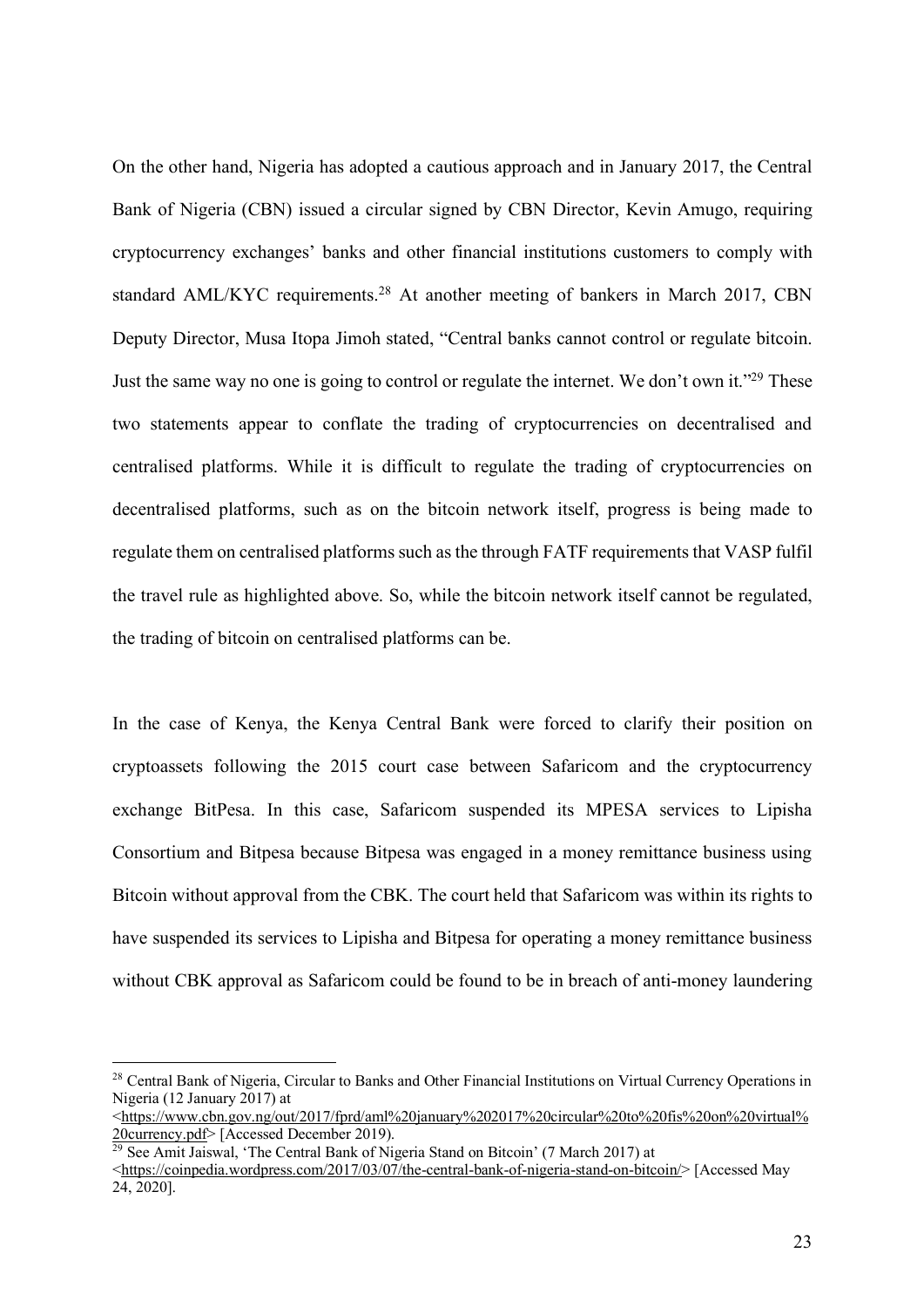On the other hand, Nigeria has adopted a cautious approach and in January 2017, the Central Bank of Nigeria (CBN) issued a circular signed by CBN Director, Kevin Amugo, requiring cryptocurrency exchanges' banks and other financial institutions customers to comply with standard AML/KYC requirements.[28] At another meeting of bankers in March 2017, CBN Deputy Director, Musa Itopa Jimoh stated, "Central banks cannot control or regulate bitcoin. Just the same way no one is going to control or regulate the internet. We don't own it."[29] These two statements appear to conflate the trading of cryptocurrencies on decentralised and centralised platforms. While it is difficult to regulate the trading of cryptocurrencies on decentralised platforms, such as on the bitcoin network itself, progress is being made to regulate them on centralised platforms such as the through FATF requirements that VASP fulfil the travel rule as highlighted above. So, while the bitcoin network itself cannot be regulated, the trading of bitcoin on centralised platforms can be.

In the case of Kenya, the Kenya Central Bank were forced to clarify their position on cryptoassets following the 2015 court case between Safaricom and the cryptocurrency exchange BitPesa. In this case, Safaricom suspended its MPESA services to Lipisha Consortium and Bitpesa because Bitpesa was engaged in a money remittance business using Bitcoin without approval from the CBK. The court held that Safaricom was within its rights to have suspended its services to Lipisha and Bitpesa for operating a money remittance business without CBK approval as Safaricom could be found to be in breach of anti-money laundering

---

[28] Central Bank of Nigeria, Circular to Banks and Other Financial Institutions on Virtual Currency Operations in Nigeria (12 January 2017) at <https://www.cbn.gov.ng/out/2017/fprd/aml%20january%202017%20circular%20to%20fis%20on%20virtual%20currency.pdf> [Accessed December 2019].

[29] See Amit Jaiswal, 'The Central Bank of Nigeria Stand on Bitcoin' (7 March 2017) at <https://coinpedia.wordpress.com/2017/03/07/the-central-bank-of-nigeria-stand-on-bitcoin/> [Accessed May 24, 2020].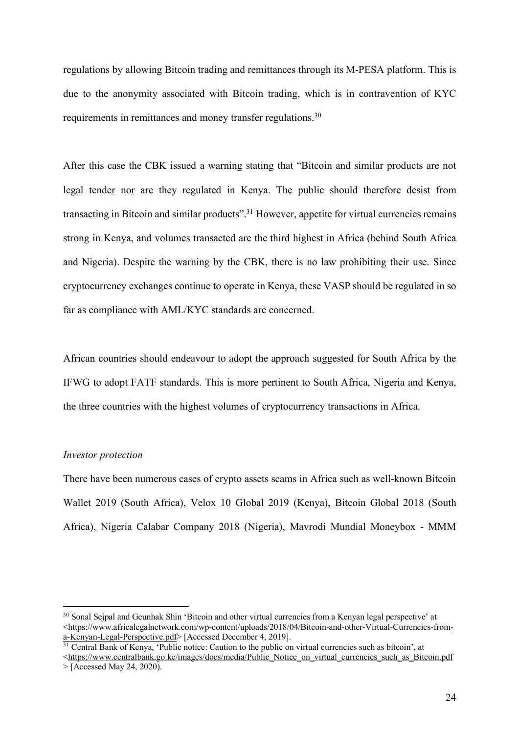regulations by allowing Bitcoin trading and remittances through its M-PESA platform. This is due to the anonymity associated with Bitcoin trading, which is in contravention of KYC requirements in remittances and money transfer regulations.[30]

After this case the CBK issued a warning stating that "Bitcoin and similar products are not legal tender nor are they regulated in Kenya. The public should therefore desist from transacting in Bitcoin and similar products".[31] However, appetite for virtual currencies remains strong in Kenya, and volumes transacted are the third highest in Africa (behind South Africa and Nigeria). Despite the warning by the CBK, there is no law prohibiting their use. Since cryptocurrency exchanges continue to operate in Kenya, these VASP should be regulated in so far as compliance with AML/KYC standards are concerned.

African countries should endeavour to adopt the approach suggested for South Africa by the IFWG to adopt FATF standards. This is more pertinent to South Africa, Nigeria and Kenya, the three countries with the highest volumes of cryptocurrency transactions in Africa.

*Investor protection*

There have been numerous cases of crypto assets scams in Africa such as well-known Bitcoin Wallet 2019 (South Africa), Velox 10 Global 2019 (Kenya), Bitcoin Global 2018 (South Africa), Nigeria Calabar Company 2018 (Nigeria), Mavrodi Mundial Moneybox - MMM

---

[30] Sonal Sejpal and Geunhak Shin 'Bitcoin and other virtual currencies from a Kenyan legal perspective' at <https://www.africalegalnetwork.com/wp-content/uploads/2018/04/Bitcoin-and-other-Virtual-Currencies-from-a-Kenyan-Legal-Perspective.pdf> [Accessed December 4, 2019].

[31] Central Bank of Kenya, 'Public notice: Caution to the public on virtual currencies such as bitcoin', at <https://www.centralbank.go.ke/images/docs/media/Public_Notice_on_virtual_currencies_such_as_Bitcoin.pdf> [Accessed May 24, 2020).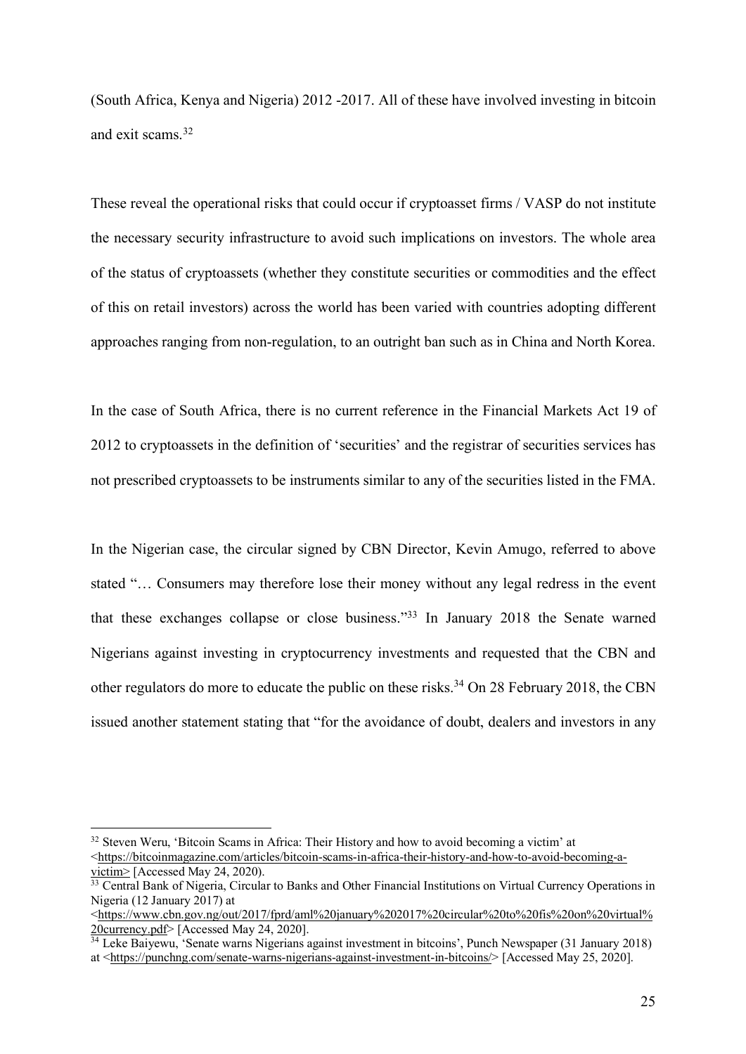(South Africa, Kenya and Nigeria) 2012 -2017. All of these have involved investing in bitcoin and exit scams.[32]

These reveal the operational risks that could occur if cryptoasset firms / VASP do not institute the necessary security infrastructure to avoid such implications on investors. The whole area of the status of cryptoassets (whether they constitute securities or commodities and the effect of this on retail investors) across the world has been varied with countries adopting different approaches ranging from non-regulation, to an outright ban such as in China and North Korea.

In the case of South Africa, there is no current reference in the Financial Markets Act 19 of 2012 to cryptoassets in the definition of 'securities' and the registrar of securities services has not prescribed cryptoassets to be instruments similar to any of the securities listed in the FMA.

In the Nigerian case, the circular signed by CBN Director, Kevin Amugo, referred to above stated "… Consumers may therefore lose their money without any legal redress in the event that these exchanges collapse or close business."[33] In January 2018 the Senate warned Nigerians against investing in cryptocurrency investments and requested that the CBN and other regulators do more to educate the public on these risks.[34] On 28 February 2018, the CBN issued another statement stating that "for the avoidance of doubt, dealers and investors in any

---

[32] Steven Weru, 'Bitcoin Scams in Africa: Their History and how to avoid becoming a victim' at <https://bitcoinmagazine.com/articles/bitcoin-scams-in-africa-their-history-and-how-to-avoid-becoming-a-victim> [Accessed May 24, 2020).

[33] Central Bank of Nigeria, Circular to Banks and Other Financial Institutions on Virtual Currency Operations in Nigeria (12 January 2017) at <https://www.cbn.gov.ng/out/2017/fprd/aml%20january%202017%20circular%20to%20fis%20on%20virtual%20currency.pdf> [Accessed May 24, 2020].

[34] Leke Baiyewu, 'Senate warns Nigerians against investment in bitcoins', Punch Newspaper (31 January 2018) at <https://punchng.com/senate-warns-nigerians-against-investment-in-bitcoins/> [Accessed May 25, 2020].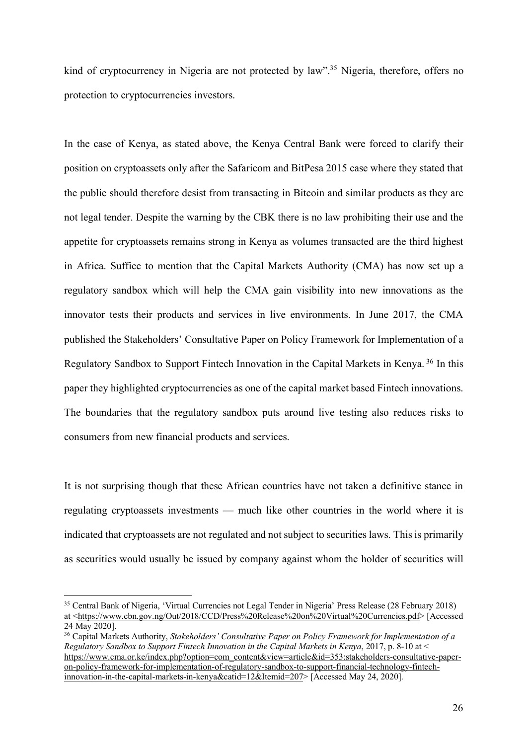kind of cryptocurrency in Nigeria are not protected by law".[35] Nigeria, therefore, offers no protection to cryptocurrencies investors.

In the case of Kenya, as stated above, the Kenya Central Bank were forced to clarify their position on cryptoassets only after the Safaricom and BitPesa 2015 case where they stated that the public should therefore desist from transacting in Bitcoin and similar products as they are not legal tender. Despite the warning by the CBK there is no law prohibiting their use and the appetite for cryptoassets remains strong in Kenya as volumes transacted are the third highest in Africa. Suffice to mention that the Capital Markets Authority (CMA) has now set up a regulatory sandbox which will help the CMA gain visibility into new innovations as the innovator tests their products and services in live environments. In June 2017, the CMA published the Stakeholders' Consultative Paper on Policy Framework for Implementation of a Regulatory Sandbox to Support Fintech Innovation in the Capital Markets in Kenya.[36] In this paper they highlighted cryptocurrencies as one of the capital market based Fintech innovations. The boundaries that the regulatory sandbox puts around live testing also reduces risks to consumers from new financial products and services.

It is not surprising though that these African countries have not taken a definitive stance in regulating cryptoassets investments — much like other countries in the world where it is indicated that cryptoassets are not regulated and not subject to securities laws. This is primarily as securities would usually be issued by company against whom the holder of securities will

---

[35] Central Bank of Nigeria, 'Virtual Currencies not Legal Tender in Nigeria' Press Release (28 February 2018) at <https://www.cbn.gov.ng/Out/2018/CCD/Press%20Release%20on%20Virtual%20Currencies.pdf> [Accessed 24 May 2020].

[36] Capital Markets Authority, *Stakeholders' Consultative Paper on Policy Framework for Implementation of a Regulatory Sandbox to Support Fintech Innovation in the Capital Markets in Kenya*, 2017, p. 8-10 at < https://www.cma.or.ke/index.php?option=com_content&view=article&id=353:stakeholders-consultative-paper-on-policy-framework-for-implementation-of-regulatory-sandbox-to-support-financial-technology-fintech-innovation-in-the-capital-markets-in-kenya&catid=12&Itemid=207> [Accessed May 24, 2020].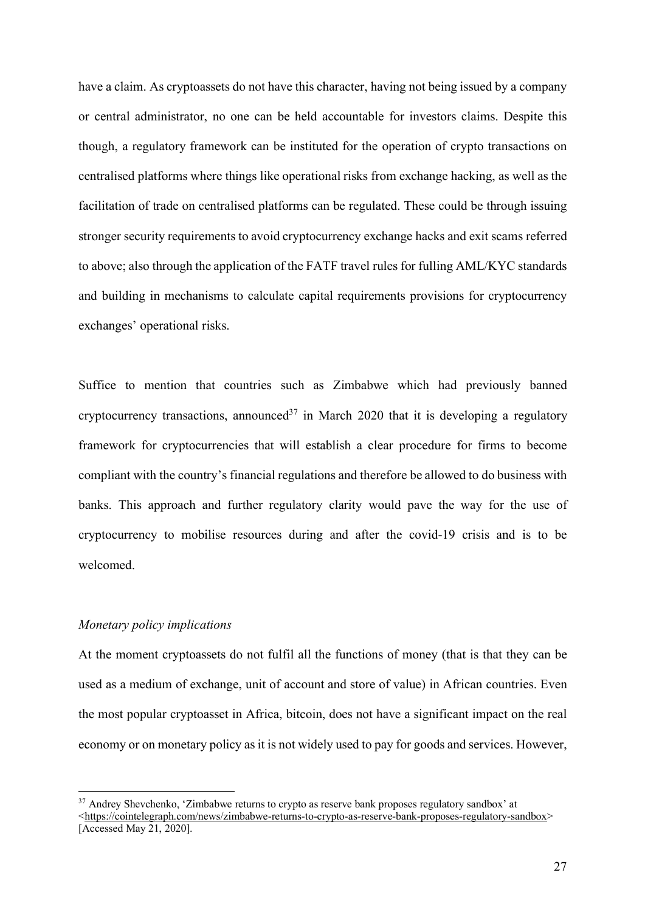have a claim. As cryptoassets do not have this character, having not being issued by a company or central administrator, no one can be held accountable for investors claims. Despite this though, a regulatory framework can be instituted for the operation of crypto transactions on centralised platforms where things like operational risks from exchange hacking, as well as the facilitation of trade on centralised platforms can be regulated. These could be through issuing stronger security requirements to avoid cryptocurrency exchange hacks and exit scams referred to above; also through the application of the FATF travel rules for fulling AML/KYC standards and building in mechanisms to calculate capital requirements provisions for cryptocurrency exchanges' operational risks.

Suffice to mention that countries such as Zimbabwe which had previously banned cryptocurrency transactions, announced[37] in March 2020 that it is developing a regulatory framework for cryptocurrencies that will establish a clear procedure for firms to become compliant with the country's financial regulations and therefore be allowed to do business with banks. This approach and further regulatory clarity would pave the way for the use of cryptocurrency to mobilise resources during and after the covid-19 crisis and is to be welcomed.

*Monetary policy implications*

At the moment cryptoassets do not fulfil all the functions of money (that is that they can be used as a medium of exchange, unit of account and store of value) in African countries. Even the most popular cryptoasset in Africa, bitcoin, does not have a significant impact on the real economy or on monetary policy as it is not widely used to pay for goods and services. However,

---

[37] Andrey Shevchenko, 'Zimbabwe returns to crypto as reserve bank proposes regulatory sandbox' at <https://cointelegraph.com/news/zimbabwe-returns-to-crypto-as-reserve-bank-proposes-regulatory-sandbox> [Accessed May 21, 2020].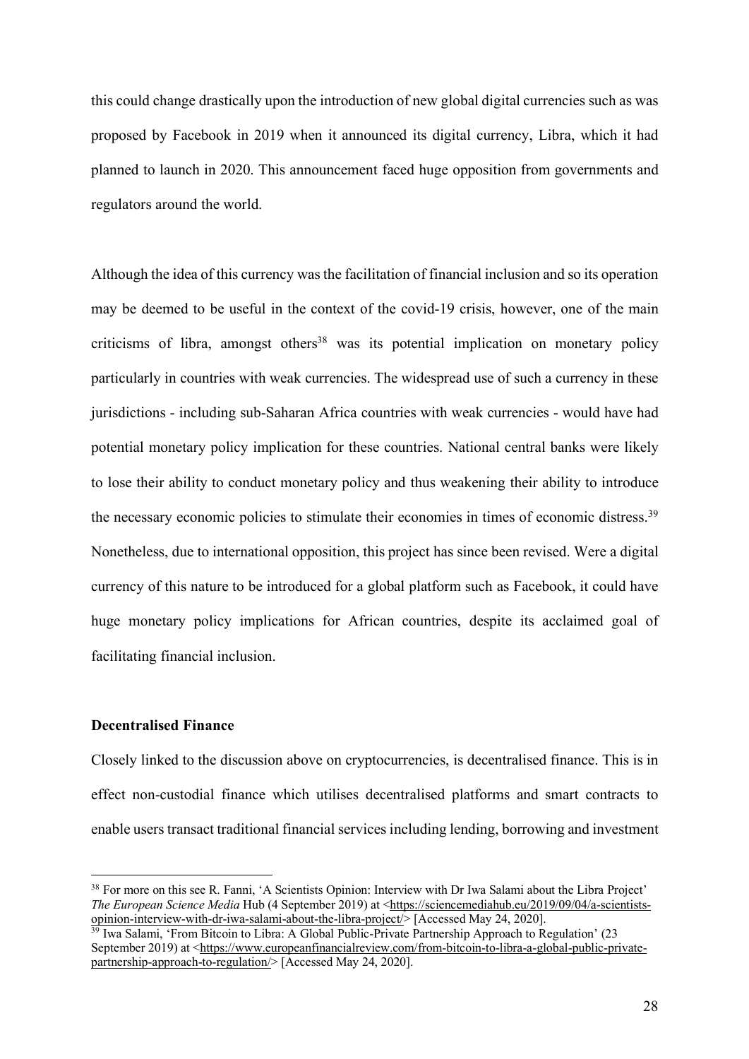this could change drastically upon the introduction of new global digital currencies such as was proposed by Facebook in 2019 when it announced its digital currency, Libra, which it had planned to launch in 2020. This announcement faced huge opposition from governments and regulators around the world.

Although the idea of this currency was the facilitation of financial inclusion and so its operation may be deemed to be useful in the context of the covid-19 crisis, however, one of the main criticisms of libra, amongst others[38] was its potential implication on monetary policy particularly in countries with weak currencies. The widespread use of such a currency in these jurisdictions - including sub-Saharan Africa countries with weak currencies - would have had potential monetary policy implication for these countries. National central banks were likely to lose their ability to conduct monetary policy and thus weakening their ability to introduce the necessary economic policies to stimulate their economies in times of economic distress.[39] Nonetheless, due to international opposition, this project has since been revised. Were a digital currency of this nature to be introduced for a global platform such as Facebook, it could have huge monetary policy implications for African countries, despite its acclaimed goal of facilitating financial inclusion.

**Decentralised Finance**

Closely linked to the discussion above on cryptocurrencies, is decentralised finance. This is in effect non-custodial finance which utilises decentralised platforms and smart contracts to enable users transact traditional financial services including lending, borrowing and investment

[38] For more on this see R. Fanni, 'A Scientists Opinion: Interview with Dr Iwa Salami about the Libra Project' *The European Science Media* Hub (4 September 2019) at <https://sciencemediahub.eu/2019/09/04/a-scientists-opinion-interview-with-dr-iwa-salami-about-the-libra-project/> [Accessed May 24, 2020].

[39] Iwa Salami, 'From Bitcoin to Libra: A Global Public-Private Partnership Approach to Regulation' (23 September 2019) at <https://www.europeanfinancialreview.com/from-bitcoin-to-libra-a-global-public-private-partnership-approach-to-regulation/> [Accessed May 24, 2020].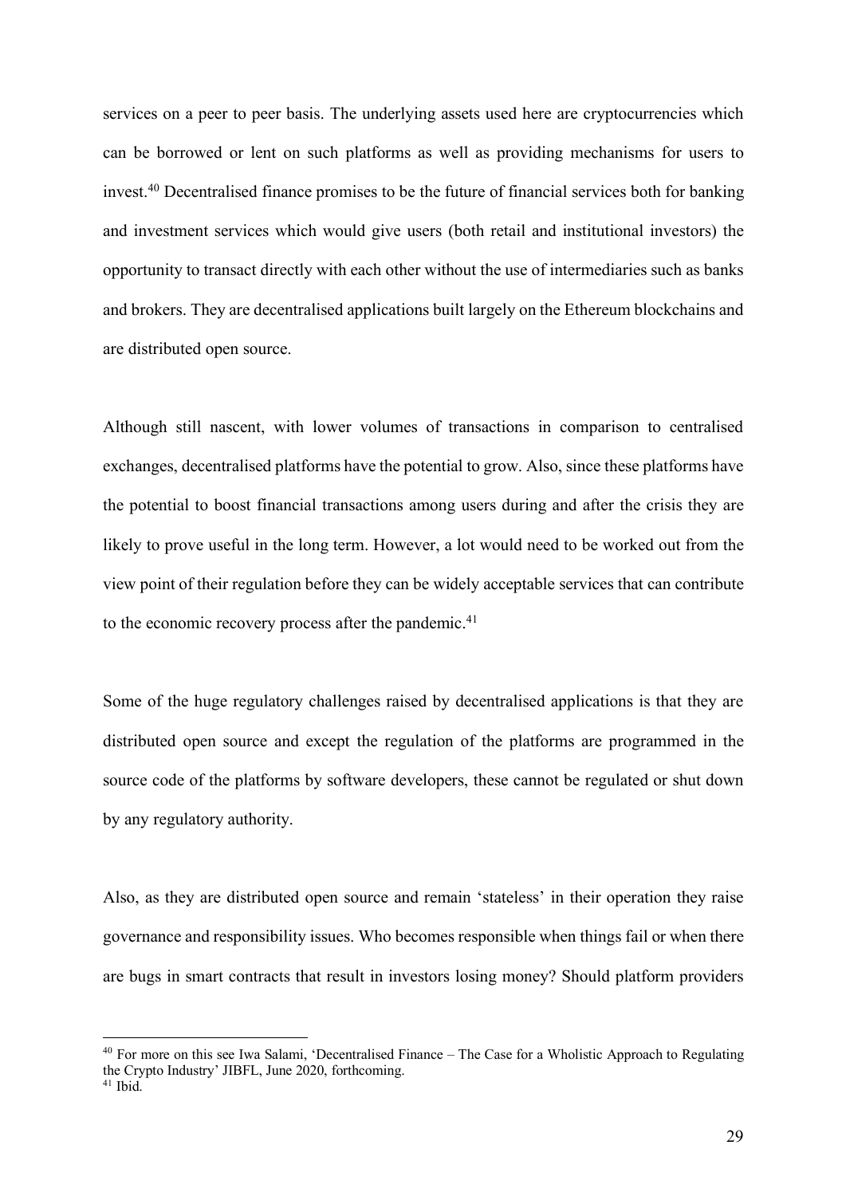services on a peer to peer basis. The underlying assets used here are cryptocurrencies which can be borrowed or lent on such platforms as well as providing mechanisms for users to invest.[40] Decentralised finance promises to be the future of financial services both for banking and investment services which would give users (both retail and institutional investors) the opportunity to transact directly with each other without the use of intermediaries such as banks and brokers. They are decentralised applications built largely on the Ethereum blockchains and are distributed open source.

Although still nascent, with lower volumes of transactions in comparison to centralised exchanges, decentralised platforms have the potential to grow. Also, since these platforms have the potential to boost financial transactions among users during and after the crisis they are likely to prove useful in the long term. However, a lot would need to be worked out from the view point of their regulation before they can be widely acceptable services that can contribute to the economic recovery process after the pandemic.[41]

Some of the huge regulatory challenges raised by decentralised applications is that they are distributed open source and except the regulation of the platforms are programmed in the source code of the platforms by software developers, these cannot be regulated or shut down by any regulatory authority.

Also, as they are distributed open source and remain 'stateless' in their operation they raise governance and responsibility issues. Who becomes responsible when things fail or when there are bugs in smart contracts that result in investors losing money? Should platform providers

---

[40] For more on this see Iwa Salami, 'Decentralised Finance – The Case for a Wholistic Approach to Regulating the Crypto Industry' JIBFL, June 2020, forthcoming.

[41] Ibid.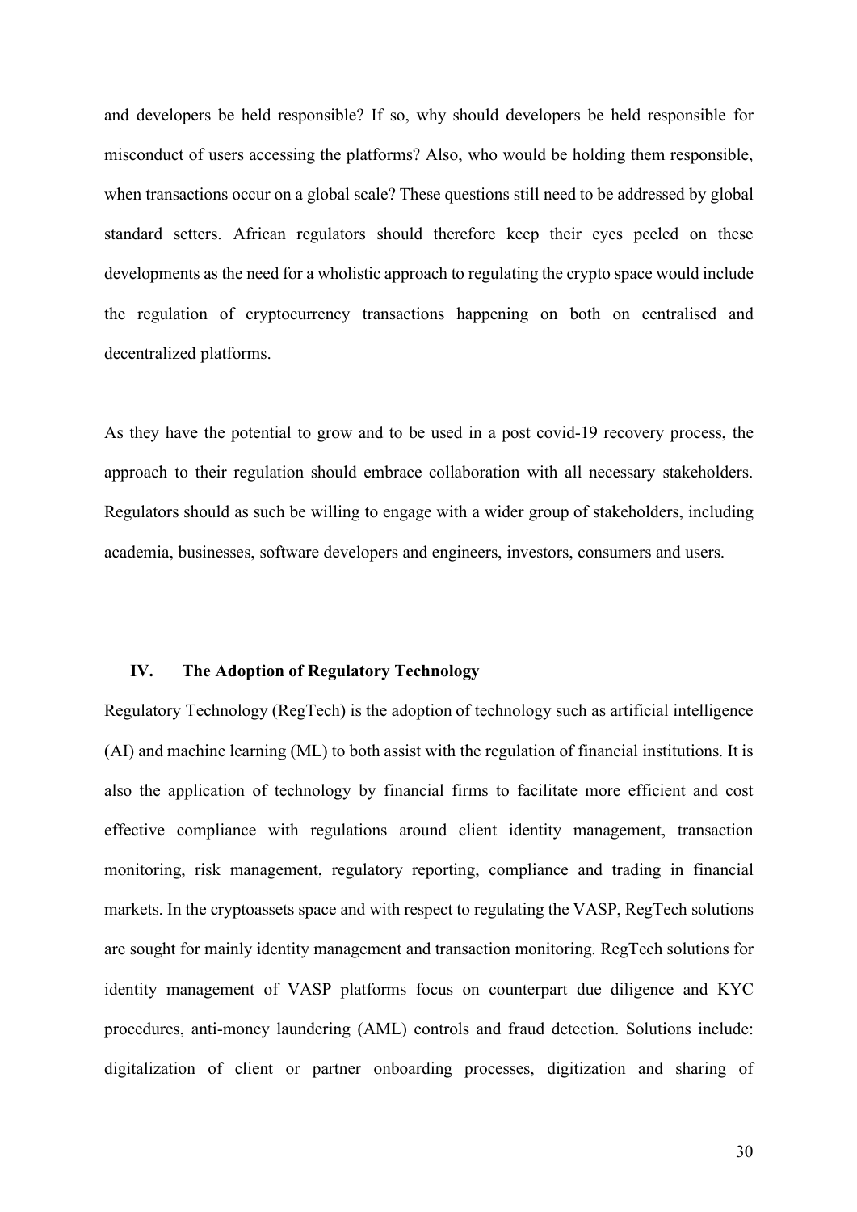and developers be held responsible? If so, why should developers be held responsible for misconduct of users accessing the platforms? Also, who would be holding them responsible, when transactions occur on a global scale? These questions still need to be addressed by global standard setters. African regulators should therefore keep their eyes peeled on these developments as the need for a wholistic approach to regulating the crypto space would include the regulation of cryptocurrency transactions happening on both on centralised and decentralized platforms.

As they have the potential to grow and to be used in a post covid-19 recovery process, the approach to their regulation should embrace collaboration with all necessary stakeholders. Regulators should as such be willing to engage with a wider group of stakeholders, including academia, businesses, software developers and engineers, investors, consumers and users.

## IV. The Adoption of Regulatory Technology

Regulatory Technology (RegTech) is the adoption of technology such as artificial intelligence (AI) and machine learning (ML) to both assist with the regulation of financial institutions. It is also the application of technology by financial firms to facilitate more efficient and cost effective compliance with regulations around client identity management, transaction monitoring, risk management, regulatory reporting, compliance and trading in financial markets. In the cryptoassets space and with respect to regulating the VASP, RegTech solutions are sought for mainly identity management and transaction monitoring. RegTech solutions for identity management of VASP platforms focus on counterpart due diligence and KYC procedures, anti-money laundering (AML) controls and fraud detection. Solutions include: digitalization of client or partner onboarding processes, digitization and sharing of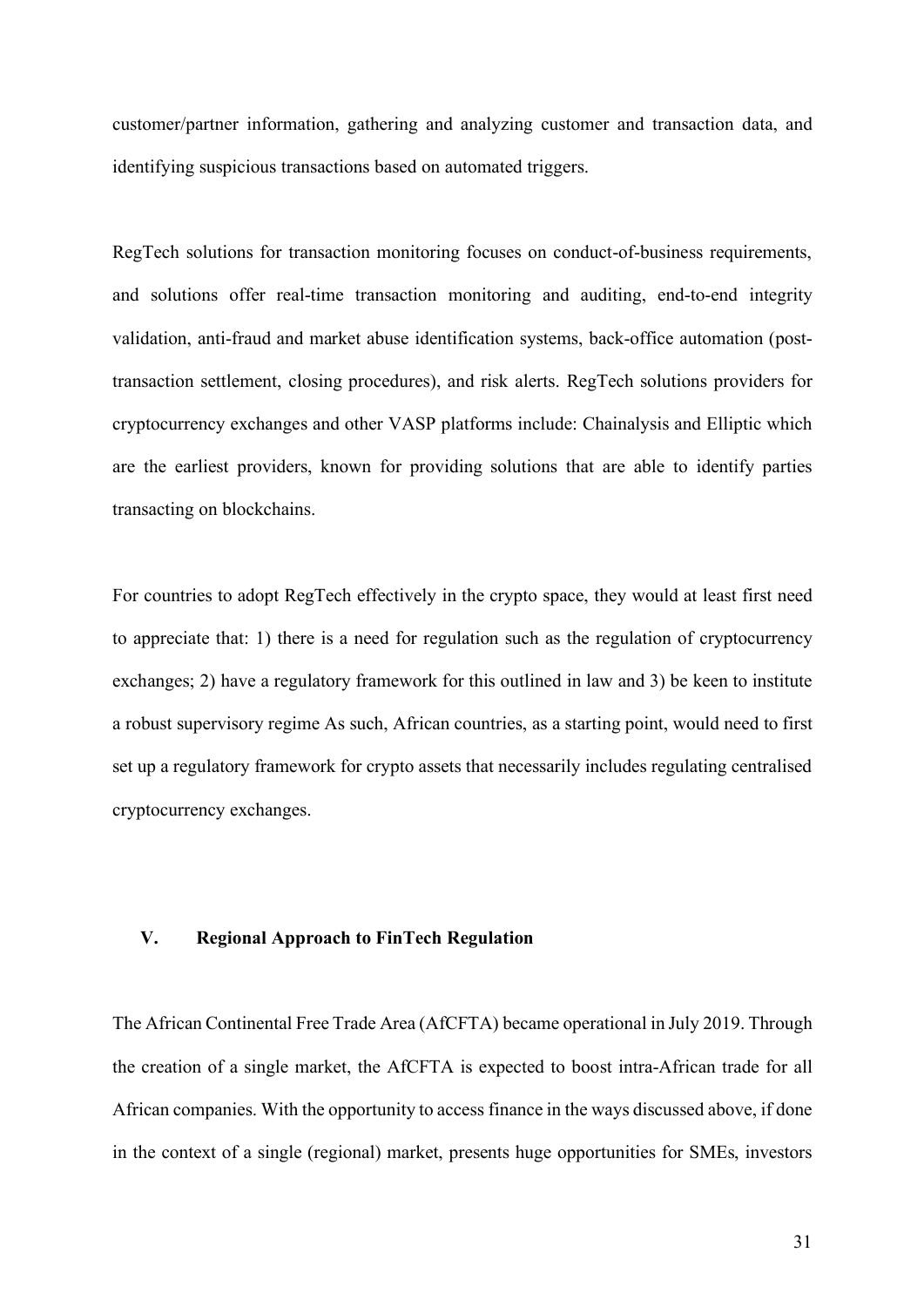customer/partner information, gathering and analyzing customer and transaction data, and identifying suspicious transactions based on automated triggers.

RegTech solutions for transaction monitoring focuses on conduct-of-business requirements, and solutions offer real-time transaction monitoring and auditing, end-to-end integrity validation, anti-fraud and market abuse identification systems, back-office automation (post-transaction settlement, closing procedures), and risk alerts. RegTech solutions providers for cryptocurrency exchanges and other VASP platforms include: Chainalysis and Elliptic which are the earliest providers, known for providing solutions that are able to identify parties transacting on blockchains.

For countries to adopt RegTech effectively in the crypto space, they would at least first need to appreciate that: 1) there is a need for regulation such as the regulation of cryptocurrency exchanges; 2) have a regulatory framework for this outlined in law and 3) be keen to institute a robust supervisory regime As such, African countries, as a starting point, would need to first set up a regulatory framework for crypto assets that necessarily includes regulating centralised cryptocurrency exchanges.

## V. Regional Approach to FinTech Regulation

The African Continental Free Trade Area (AfCFTA) became operational in July 2019. Through the creation of a single market, the AfCFTA is expected to boost intra-African trade for all African companies. With the opportunity to access finance in the ways discussed above, if done in the context of a single (regional) market, presents huge opportunities for SMEs, investors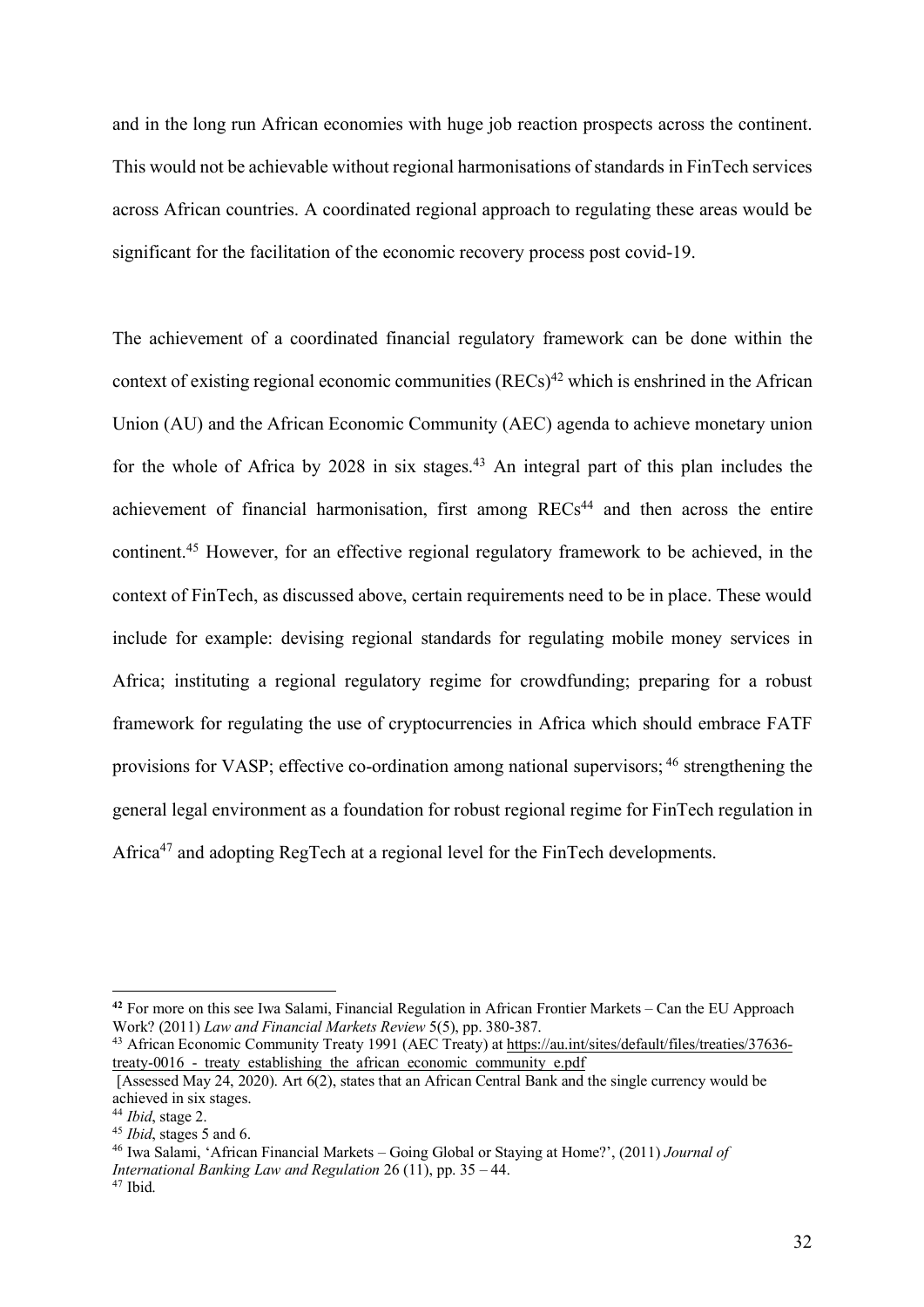and in the long run African economies with huge job reaction prospects across the continent. This would not be achievable without regional harmonisations of standards in FinTech services across African countries. A coordinated regional approach to regulating these areas would be significant for the facilitation of the economic recovery process post covid-19.

The achievement of a coordinated financial regulatory framework can be done within the context of existing regional economic communities (RECs)[42] which is enshrined in the African Union (AU) and the African Economic Community (AEC) agenda to achieve monetary union for the whole of Africa by 2028 in six stages.[43] An integral part of this plan includes the achievement of financial harmonisation, first among RECs[44] and then across the entire continent.[45] However, for an effective regional regulatory framework to be achieved, in the context of FinTech, as discussed above, certain requirements need to be in place. These would include for example: devising regional standards for regulating mobile money services in Africa; instituting a regional regulatory regime for crowdfunding; preparing for a robust framework for regulating the use of cryptocurrencies in Africa which should embrace FATF provisions for VASP; effective co-ordination among national supervisors; [46] strengthening the general legal environment as a foundation for robust regional regime for FinTech regulation in Africa[47] and adopting RegTech at a regional level for the FinTech developments.

---

[42] For more on this see Iwa Salami, Financial Regulation in African Frontier Markets – Can the EU Approach Work? (2011) *Law and Financial Markets Review* 5(5), pp. 380-387.

[43] African Economic Community Treaty 1991 (AEC Treaty) at https://au.int/sites/default/files/treaties/37636-treaty-0016_-_treaty_establishing_the_african_economic_community_e.pdf [Assessed May 24, 2020). Art 6(2), states that an African Central Bank and the single currency would be achieved in six stages.

[44] *Ibid*, stage 2.

[45] *Ibid*, stages 5 and 6.

[46] Iwa Salami, 'African Financial Markets – Going Global or Staying at Home?', (2011) *Journal of International Banking Law and Regulation* 26 (11), pp. 35 – 44.

[47] Ibid.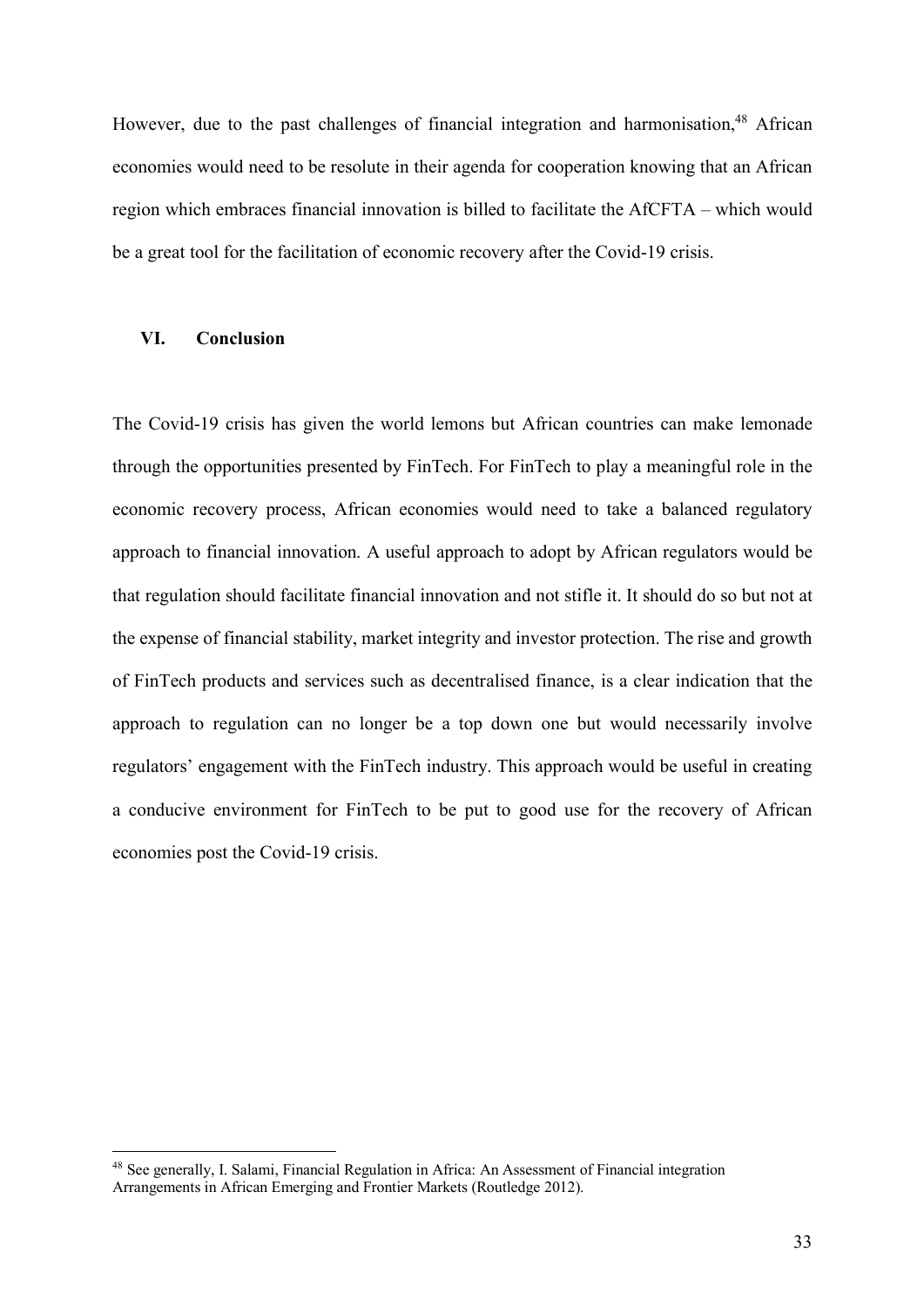However, due to the past challenges of financial integration and harmonisation,[48] African economies would need to be resolute in their agenda for cooperation knowing that an African region which embraces financial innovation is billed to facilitate the AfCFTA – which would be a great tool for the facilitation of economic recovery after the Covid-19 crisis.

## VI. Conclusion

The Covid-19 crisis has given the world lemons but African countries can make lemonade through the opportunities presented by FinTech. For FinTech to play a meaningful role in the economic recovery process, African economies would need to take a balanced regulatory approach to financial innovation. A useful approach to adopt by African regulators would be that regulation should facilitate financial innovation and not stifle it. It should do so but not at the expense of financial stability, market integrity and investor protection. The rise and growth of FinTech products and services such as decentralised finance, is a clear indication that the approach to regulation can no longer be a top down one but would necessarily involve regulators' engagement with the FinTech industry. This approach would be useful in creating a conducive environment for FinTech to be put to good use for the recovery of African economies post the Covid-19 crisis.

---

[48] See generally, I. Salami, Financial Regulation in Africa: An Assessment of Financial integration Arrangements in African Emerging and Frontier Markets (Routledge 2012).